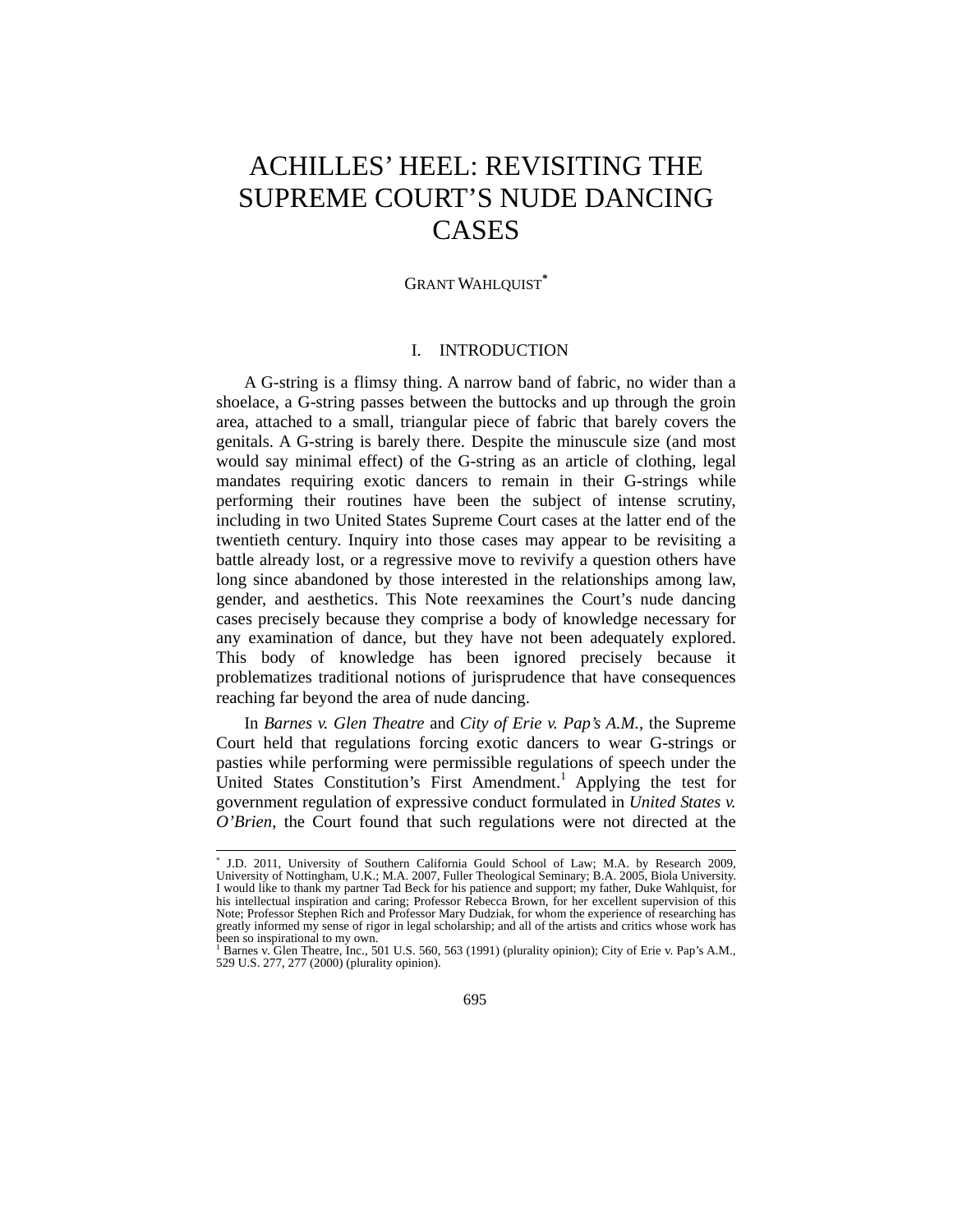# ACHILLES' HEEL: REVISITING THE SUPREME COURT'S NUDE DANCING CASES

GRANT WAHLQUIST*

## I. INTRODUCTION

A G-string is a flimsy thing. A narrow band of fabric, no wider than a shoelace, a G-string passes between the buttocks and up through the groin area, attached to a small, triangular piece of fabric that barely covers the genitals. A G-string is barely there. Despite the minuscule size (and most would say minimal effect) of the G-string as an article of clothing, legal mandates requiring exotic dancers to remain in their G-strings while performing their routines have been the subject of intense scrutiny, including in two United States Supreme Court cases at the latter end of the twentieth century. Inquiry into those cases may appear to be revisiting a battle already lost, or a regressive move to revivify a question others have long since abandoned by those interested in the relationships among law, gender, and aesthetics. This Note reexamines the Court's nude dancing cases precisely because they comprise a body of knowledge necessary for any examination of dance, but they have not been adequately explored. This body of knowledge has been ignored precisely because it problematizes traditional notions of jurisprudence that have consequences reaching far beyond the area of nude dancing.

In *Barnes v. Glen Theatre* and *City of Erie v. Pap's A.M.*, the Supreme Court held that regulations forcing exotic dancers to wear G-strings or pasties while performing were permissible regulations of speech under the United States Constitution's First Amendment.[1] Applying the test for government regulation of expressive conduct formulated in *United States v. O'Brien*, the Court found that such regulations were not directed at the

---

\* J.D. 2011, University of Southern California Gould School of Law; M.A. by Research 2009, University of Nottingham, U.K.; M.A. 2007, Fuller Theological Seminary; B.A. 2005, Biola University. I would like to thank my partner Tad Beck for his patience and support; my father, Duke Wahlquist, for his intellectual inspiration and caring; Professor Rebecca Brown, for her excellent supervision of this Note; Professor Stephen Rich and Professor Mary Dudziak, for whom the experience of researching has greatly informed my sense of rigor in legal scholarship; and all of the artists and critics whose work has been so inspirational to my own.

[1] Barnes v. Glen Theatre, Inc., 501 U.S. 560, 563 (1991) (plurality opinion); City of Erie v. Pap's A.M., 529 U.S. 277, 277 (2000) (plurality opinion).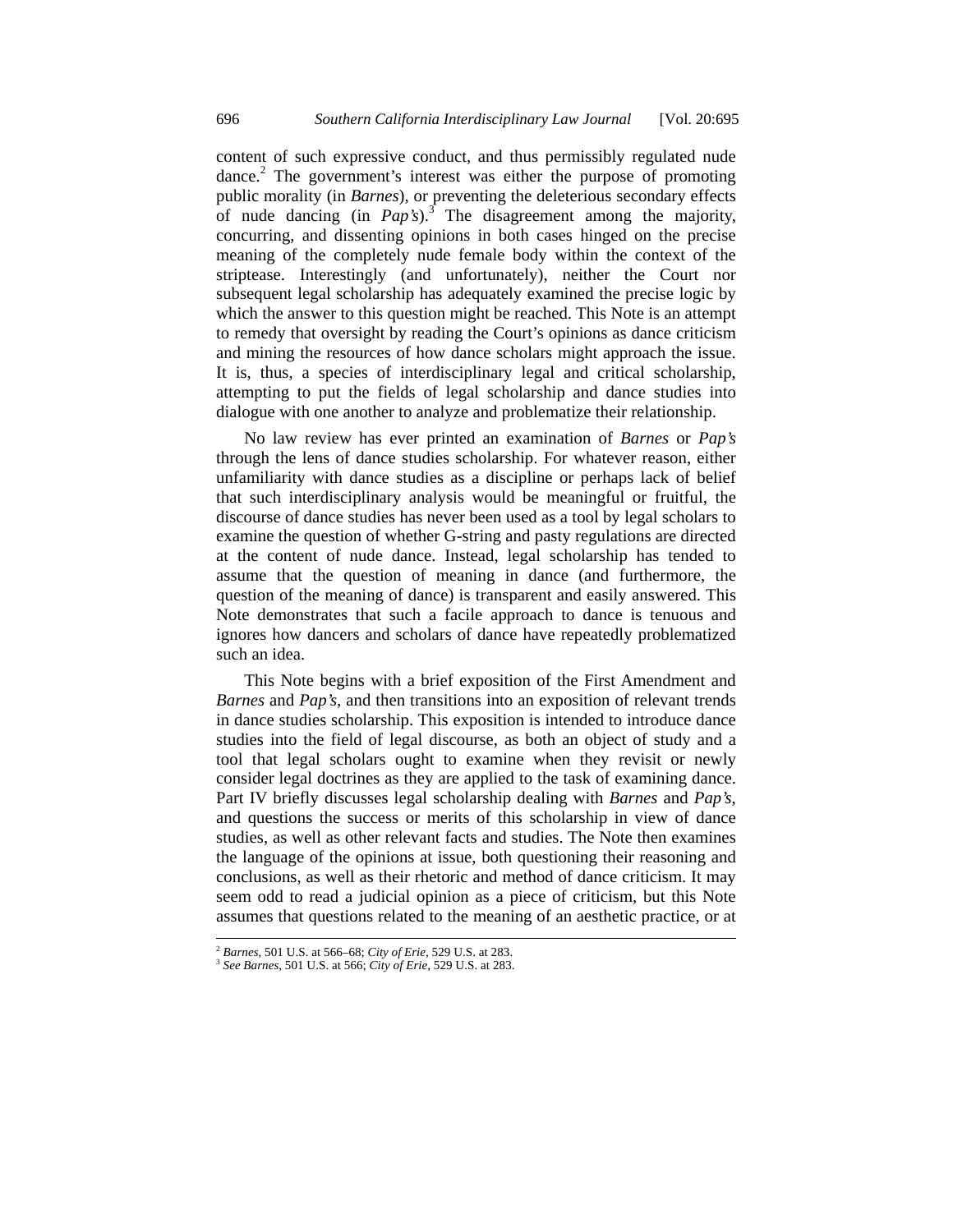content of such expressive conduct, and thus permissibly regulated nude dance.[2] The government's interest was either the purpose of promoting public morality (in *Barnes*), or preventing the deleterious secondary effects of nude dancing (in *Pap's*).[3] The disagreement among the majority, concurring, and dissenting opinions in both cases hinged on the precise meaning of the completely nude female body within the context of the striptease. Interestingly (and unfortunately), neither the Court nor subsequent legal scholarship has adequately examined the precise logic by which the answer to this question might be reached. This Note is an attempt to remedy that oversight by reading the Court's opinions as dance criticism and mining the resources of how dance scholars might approach the issue. It is, thus, a species of interdisciplinary legal and critical scholarship, attempting to put the fields of legal scholarship and dance studies into dialogue with one another to analyze and problematize their relationship.

No law review has ever printed an examination of *Barnes* or *Pap's* through the lens of dance studies scholarship. For whatever reason, either unfamiliarity with dance studies as a discipline or perhaps lack of belief that such interdisciplinary analysis would be meaningful or fruitful, the discourse of dance studies has never been used as a tool by legal scholars to examine the question of whether G-string and pasty regulations are directed at the content of nude dance. Instead, legal scholarship has tended to assume that the question of meaning in dance (and furthermore, the question of the meaning of dance) is transparent and easily answered. This Note demonstrates that such a facile approach to dance is tenuous and ignores how dancers and scholars of dance have repeatedly problematized such an idea.

This Note begins with a brief exposition of the First Amendment and *Barnes* and *Pap's*, and then transitions into an exposition of relevant trends in dance studies scholarship. This exposition is intended to introduce dance studies into the field of legal discourse, as both an object of study and a tool that legal scholars ought to examine when they revisit or newly consider legal doctrines as they are applied to the task of examining dance. Part IV briefly discusses legal scholarship dealing with *Barnes* and *Pap's*, and questions the success or merits of this scholarship in view of dance studies, as well as other relevant facts and studies. The Note then examines the language of the opinions at issue, both questioning their reasoning and conclusions, as well as their rhetoric and method of dance criticism. It may seem odd to read a judicial opinion as a piece of criticism, but this Note assumes that questions related to the meaning of an aesthetic practice, or at

---

[2] *Barnes*, 501 U.S. at 566–68; *City of Erie*, 529 U.S. at 283.

[3] *See Barnes*, 501 U.S. at 566; *City of Erie*, 529 U.S. at 283.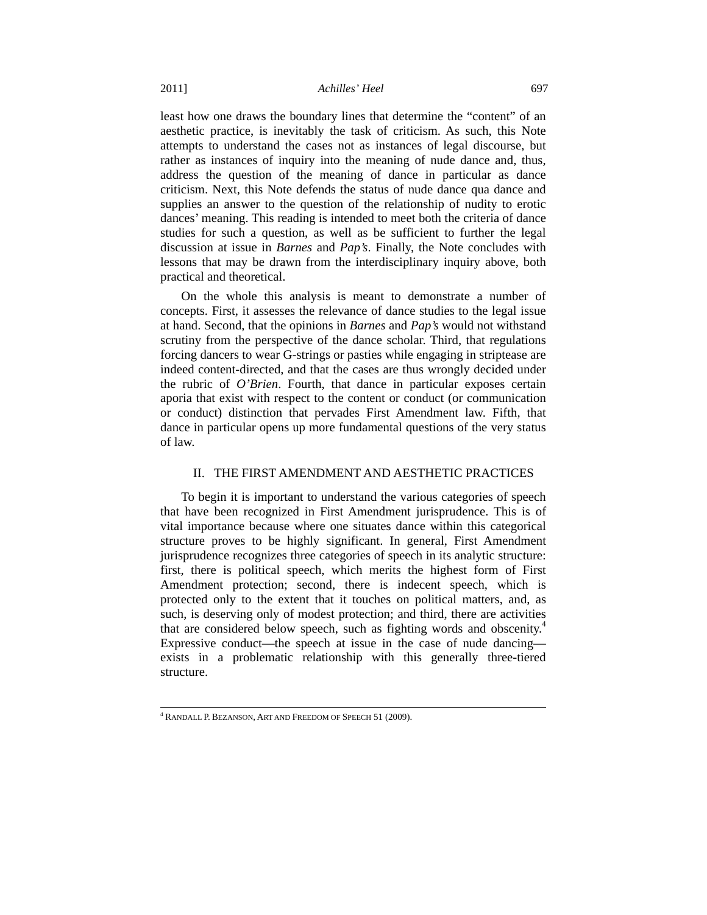least how one draws the boundary lines that determine the "content" of an aesthetic practice, is inevitably the task of criticism. As such, this Note attempts to understand the cases not as instances of legal discourse, but rather as instances of inquiry into the meaning of nude dance and, thus, address the question of the meaning of dance in particular as dance criticism. Next, this Note defends the status of nude dance qua dance and supplies an answer to the question of the relationship of nudity to erotic dances' meaning. This reading is intended to meet both the criteria of dance studies for such a question, as well as be sufficient to further the legal discussion at issue in *Barnes* and *Pap's*. Finally, the Note concludes with lessons that may be drawn from the interdisciplinary inquiry above, both practical and theoretical.

On the whole this analysis is meant to demonstrate a number of concepts. First, it assesses the relevance of dance studies to the legal issue at hand. Second, that the opinions in *Barnes* and *Pap's* would not withstand scrutiny from the perspective of the dance scholar. Third, that regulations forcing dancers to wear G-strings or pasties while engaging in striptease are indeed content-directed, and that the cases are thus wrongly decided under the rubric of *O'Brien*. Fourth, that dance in particular exposes certain aporia that exist with respect to the content or conduct (or communication or conduct) distinction that pervades First Amendment law. Fifth, that dance in particular opens up more fundamental questions of the very status of law.

## II. THE FIRST AMENDMENT AND AESTHETIC PRACTICES

To begin it is important to understand the various categories of speech that have been recognized in First Amendment jurisprudence. This is of vital importance because where one situates dance within this categorical structure proves to be highly significant. In general, First Amendment jurisprudence recognizes three categories of speech in its analytic structure: first, there is political speech, which merits the highest form of First Amendment protection; second, there is indecent speech, which is protected only to the extent that it touches on political matters, and, as such, is deserving only of modest protection; and third, there are activities that are considered below speech, such as fighting words and obscenity.[4] Expressive conduct—the speech at issue in the case of nude dancing—exists in a problematic relationship with this generally three-tiered structure.

---

[4] RANDALL P. BEZANSON, ART AND FREEDOM OF SPEECH 51 (2009).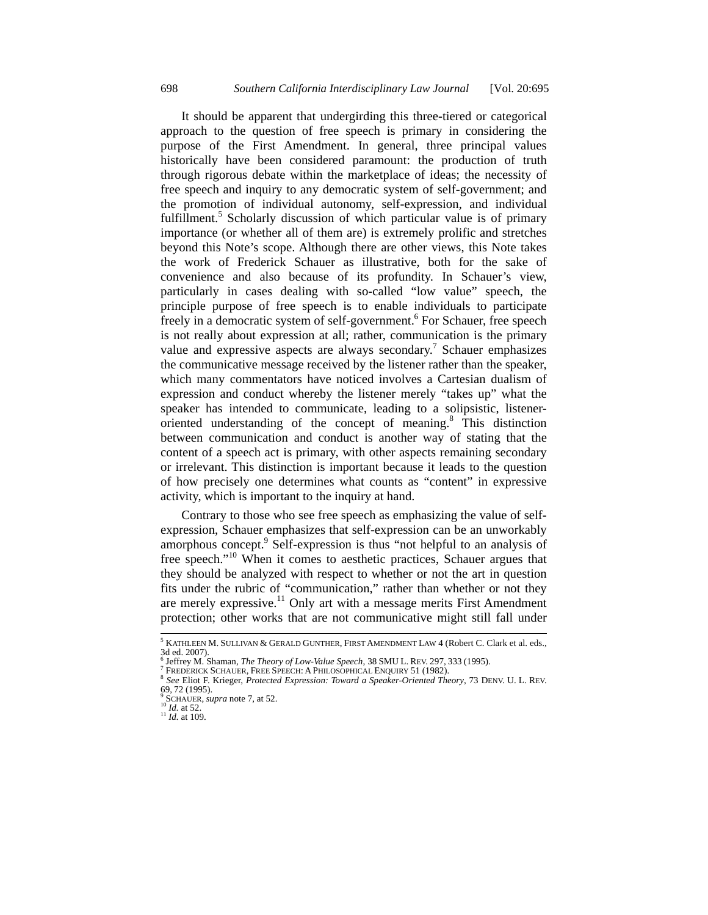It should be apparent that undergirding this three-tiered or categorical approach to the question of free speech is primary in considering the purpose of the First Amendment. In general, three principal values historically have been considered paramount: the production of truth through rigorous debate within the marketplace of ideas; the necessity of free speech and inquiry to any democratic system of self-government; and the promotion of individual autonomy, self-expression, and individual fulfillment.[5] Scholarly discussion of which particular value is of primary importance (or whether all of them are) is extremely prolific and stretches beyond this Note's scope. Although there are other views, this Note takes the work of Frederick Schauer as illustrative, both for the sake of convenience and also because of its profundity. In Schauer's view, particularly in cases dealing with so-called "low value" speech, the principle purpose of free speech is to enable individuals to participate freely in a democratic system of self-government.[6] For Schauer, free speech is not really about expression at all; rather, communication is the primary value and expressive aspects are always secondary.[7] Schauer emphasizes the communicative message received by the listener rather than the speaker, which many commentators have noticed involves a Cartesian dualism of expression and conduct whereby the listener merely "takes up" what the speaker has intended to communicate, leading to a solipsistic, listener-oriented understanding of the concept of meaning.[8] This distinction between communication and conduct is another way of stating that the content of a speech act is primary, with other aspects remaining secondary or irrelevant. This distinction is important because it leads to the question of how precisely one determines what counts as "content" in expressive activity, which is important to the inquiry at hand.

Contrary to those who see free speech as emphasizing the value of self-expression, Schauer emphasizes that self-expression can be an unworkably amorphous concept.[9] Self-expression is thus "not helpful to an analysis of free speech."[10] When it comes to aesthetic practices, Schauer argues that they should be analyzed with respect to whether or not the art in question fits under the rubric of "communication," rather than whether or not they are merely expressive.[11] Only art with a message merits First Amendment protection; other works that are not communicative might still fall under

---

[5] KATHLEEN M. SULLIVAN & GERALD GUNTHER, FIRST AMENDMENT LAW 4 (Robert C. Clark et al. eds., 3d ed. 2007).

[6] Jeffrey M. Shaman, *The Theory of Low-Value Speech*, 38 SMU L. REV. 297, 333 (1995).

[7] FREDERICK SCHAUER, FREE SPEECH: A PHILOSOPHICAL ENQUIRY 51 (1982).

[8] *See* Eliot F. Krieger, *Protected Expression: Toward a Speaker-Oriented Theory*, 73 DENV. U. L. REV. 69, 72 (1995).

[9] SCHAUER, *supra* note 7, at 52.

[10] *Id.* at 52.

[11] *Id.* at 109.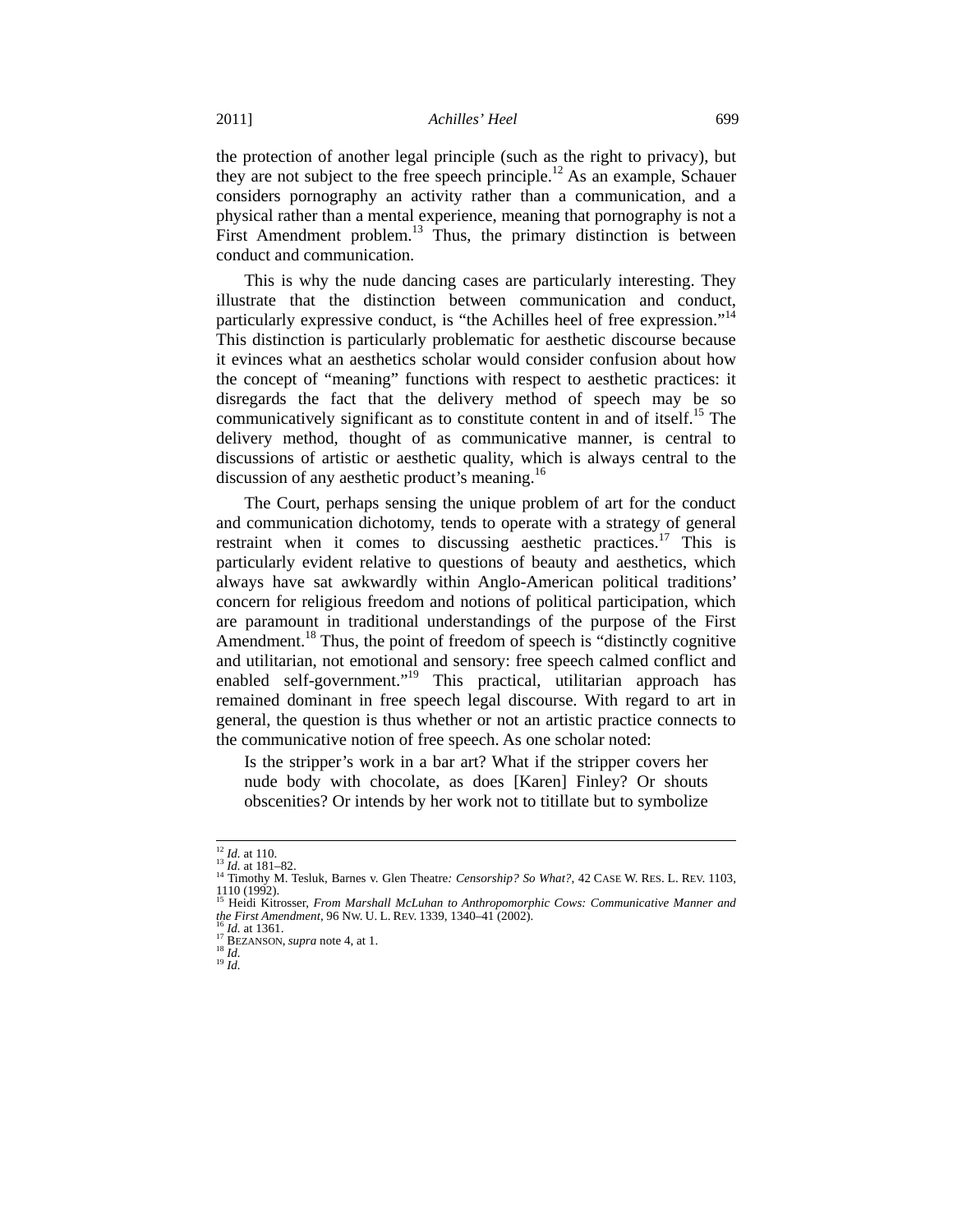the protection of another legal principle (such as the right to privacy), but they are not subject to the free speech principle.[12] As an example, Schauer considers pornography an activity rather than a communication, and a physical rather than a mental experience, meaning that pornography is not a First Amendment problem.[13] Thus, the primary distinction is between conduct and communication.

This is why the nude dancing cases are particularly interesting. They illustrate that the distinction between communication and conduct, particularly expressive conduct, is "the Achilles heel of free expression."[14] This distinction is particularly problematic for aesthetic discourse because it evinces what an aesthetics scholar would consider confusion about how the concept of "meaning" functions with respect to aesthetic practices: it disregards the fact that the delivery method of speech may be so communicatively significant as to constitute content in and of itself.[15] The delivery method, thought of as communicative manner, is central to discussions of artistic or aesthetic quality, which is always central to the discussion of any aesthetic product's meaning.[16]

The Court, perhaps sensing the unique problem of art for the conduct and communication dichotomy, tends to operate with a strategy of general restraint when it comes to discussing aesthetic practices.[17] This is particularly evident relative to questions of beauty and aesthetics, which always have sat awkwardly within Anglo-American political traditions' concern for religious freedom and notions of political participation, which are paramount in traditional understandings of the purpose of the First Amendment.[18] Thus, the point of freedom of speech is "distinctly cognitive and utilitarian, not emotional and sensory: free speech calmed conflict and enabled self-government."[19] This practical, utilitarian approach has remained dominant in free speech legal discourse. With regard to art in general, the question is thus whether or not an artistic practice connects to the communicative notion of free speech. As one scholar noted:

> Is the stripper's work in a bar art? What if the stripper covers her nude body with chocolate, as does [Karen] Finley? Or shouts obscenities? Or intends by her work not to titillate but to symbolize

---

[12] *Id.* at 110.
[13] *Id.* at 181–82.
[14] Timothy M. Tesluk, Barnes v. Glen Theatre*: Censorship? So What?*, 42 CASE W. RES. L. REV. 1103, 1110 (1992).
[15] Heidi Kitrosser, *From Marshall McLuhan to Anthropomorphic Cows: Communicative Manner and the First Amendment*, 96 NW. U. L. REV. 1339, 1340–41 (2002).
[16] *Id.* at 1361.
[17] BEZANSON, *supra* note 4, at 1.
[18] *Id.*
[19] *Id.*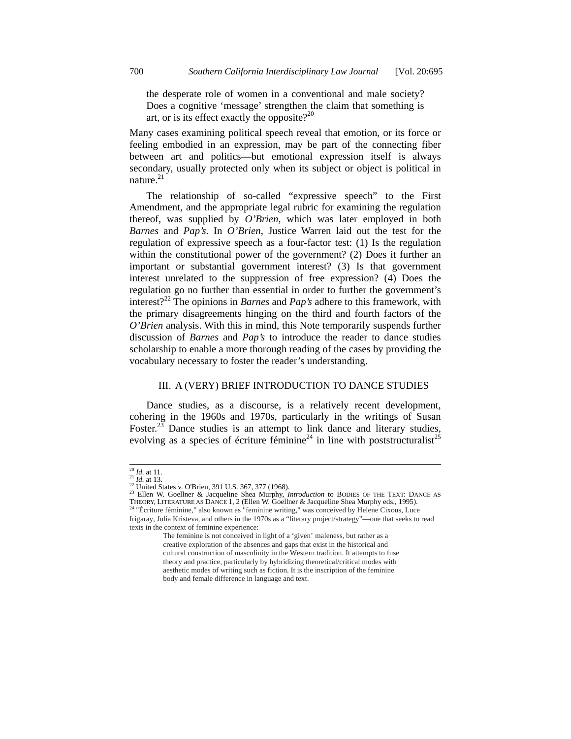> the desperate role of women in a conventional and male society? Does a cognitive 'message' strengthen the claim that something is art, or is its effect exactly the opposite?[20]

Many cases examining political speech reveal that emotion, or its force or feeling embodied in an expression, may be part of the connecting fiber between art and politics—but emotional expression itself is always secondary, usually protected only when its subject or object is political in nature.[21]

The relationship of so-called "expressive speech" to the First Amendment, and the appropriate legal rubric for examining the regulation thereof, was supplied by *O'Brien*, which was later employed in both *Barnes* and *Pap's*. In *O'Brien*, Justice Warren laid out the test for the regulation of expressive speech as a four-factor test: (1) Is the regulation within the constitutional power of the government? (2) Does it further an important or substantial government interest? (3) Is that government interest unrelated to the suppression of free expression? (4) Does the regulation go no further than essential in order to further the government's interest?[22] The opinions in *Barnes* and *Pap's* adhere to this framework, with the primary disagreements hinging on the third and fourth factors of the *O'Brien* analysis. With this in mind, this Note temporarily suspends further discussion of *Barnes* and *Pap's* to introduce the reader to dance studies scholarship to enable a more thorough reading of the cases by providing the vocabulary necessary to foster the reader's understanding.

## III. A (VERY) BRIEF INTRODUCTION TO DANCE STUDIES

Dance studies, as a discourse, is a relatively recent development, cohering in the 1960s and 1970s, particularly in the writings of Susan Foster.[23] Dance studies is an attempt to link dance and literary studies, evolving as a species of écriture féminine[24] in line with poststructuralist[25]

---

[20] *Id.* at 11.

[21] *Id.* at 13.

[22] United States v. O'Brien, 391 U.S. 367, 377 (1968).

[23] Ellen W. Goellner & Jacqueline Shea Murphy, *Introduction* to BODIES OF THE TEXT: DANCE AS THEORY, LITERATURE AS DANCE 1, 2 (Ellen W. Goellner & Jacqueline Shea Murphy eds., 1995).

[24] "Écriture féminine," also known as "feminine writing," was conceived by Helene Cixous, Luce Irigaray, Julia Kristeva, and others in the 1970s as a "literary project/strategy"—one that seeks to read texts in the context of feminine experience:

> The feminine is not conceived in light of a 'given' maleness, but rather as a creative exploration of the absences and gaps that exist in the historical and cultural construction of masculinity in the Western tradition. It attempts to fuse theory and practice, particularly by hybridizing theoretical/critical modes with aesthetic modes of writing such as fiction. It is the inscription of the feminine body and female difference in language and text.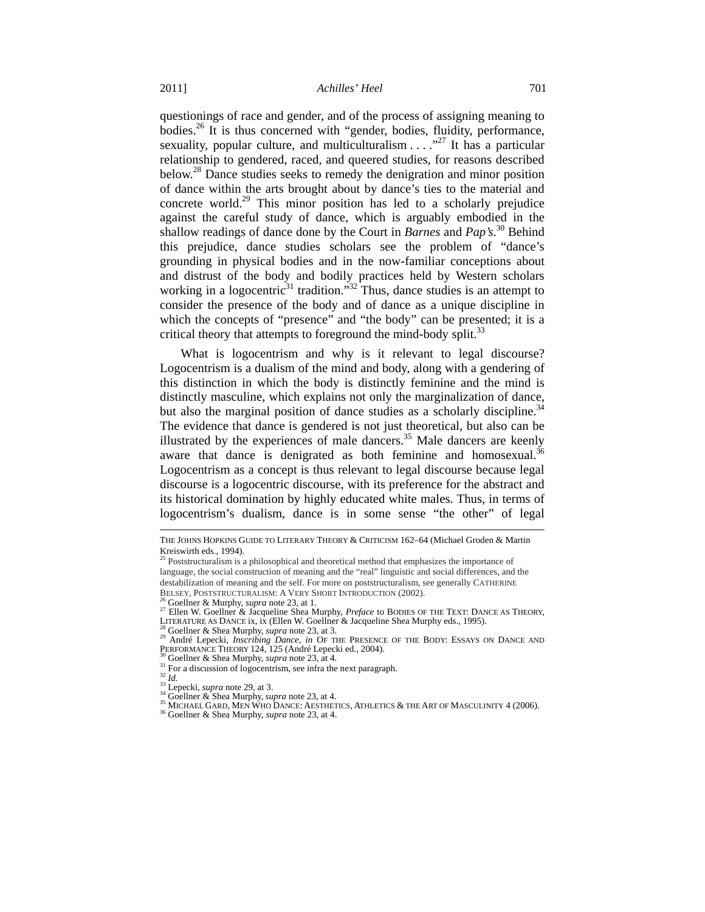questionings of race and gender, and of the process of assigning meaning to bodies.[26] It is thus concerned with "gender, bodies, fluidity, performance, sexuality, popular culture, and multiculturalism . . . ."[27] It has a particular relationship to gendered, raced, and queered studies, for reasons described below.[28] Dance studies seeks to remedy the denigration and minor position of dance within the arts brought about by dance's ties to the material and concrete world.[29] This minor position has led to a scholarly prejudice against the careful study of dance, which is arguably embodied in the shallow readings of dance done by the Court in *Barnes* and *Pap's*.[30] Behind this prejudice, dance studies scholars see the problem of "dance's grounding in physical bodies and in the now-familiar conceptions about and distrust of the body and bodily practices held by Western scholars working in a logocentric[31] tradition."[32] Thus, dance studies is an attempt to consider the presence of the body and of dance as a unique discipline in which the concepts of "presence" and "the body" can be presented; it is a critical theory that attempts to foreground the mind-body split.[33]

What is logocentrism and why is it relevant to legal discourse? Logocentrism is a dualism of the mind and body, along with a gendering of this distinction in which the body is distinctly feminine and the mind is distinctly masculine, which explains not only the marginalization of dance, but also the marginal position of dance studies as a scholarly discipline.[34] The evidence that dance is gendered is not just theoretical, but also can be illustrated by the experiences of male dancers.[35] Male dancers are keenly aware that dance is denigrated as both feminine and homosexual.[36] Logocentrism as a concept is thus relevant to legal discourse because legal discourse is a logocentric discourse, with its preference for the abstract and its historical domination by highly educated white males. Thus, in terms of logocentrism's dualism, dance is in some sense "the other" of legal

---

THE JOHNS HOPKINS GUIDE TO LITERARY THEORY & CRITICISM 162–64 (Michael Groden & Martin Kreiswirth eds., 1994).

[25] Poststructuralism is a philosophical and theoretical method that emphasizes the importance of language, the social construction of meaning and the "real" linguistic and social differences, and the destabilization of meaning and the self. For more on poststructuralism, see generally CATHERINE BELSEY, POSTSTRUCTURALISM: A VERY SHORT INTRODUCTION (2002).

[26] Goellner & Murphy, *supra* note 23, at 1.

[27] Ellen W. Goellner & Jacqueline Shea Murphy, *Preface* to BODIES OF THE TEXT: DANCE AS THEORY, LITERATURE AS DANCE ix, ix (Ellen W. Goellner & Jacqueline Shea Murphy eds., 1995).

[28] Goellner & Shea Murphy, *supra* note 23, at 3.

[29] André Lepecki, *Inscribing Dance*, *in* OF THE PRESENCE OF THE BODY: ESSAYS ON DANCE AND PERFORMANCE THEORY 124, 125 (André Lepecki ed., 2004).

[30] Goellner & Shea Murphy, *supra* note 23, at 4.

[31] For a discussion of logocentrism, see infra the next paragraph.

[32] *Id.*

[33] Lepecki, *supra* note 29, at 3.

[34] Goellner & Shea Murphy, *supra* note 23, at 4.

[35] MICHAEL GARD, MEN WHO DANCE: AESTHETICS, ATHLETICS & THE ART OF MASCULINITY 4 (2006).

[36] Goellner & Shea Murphy, *supra* note 23, at 4.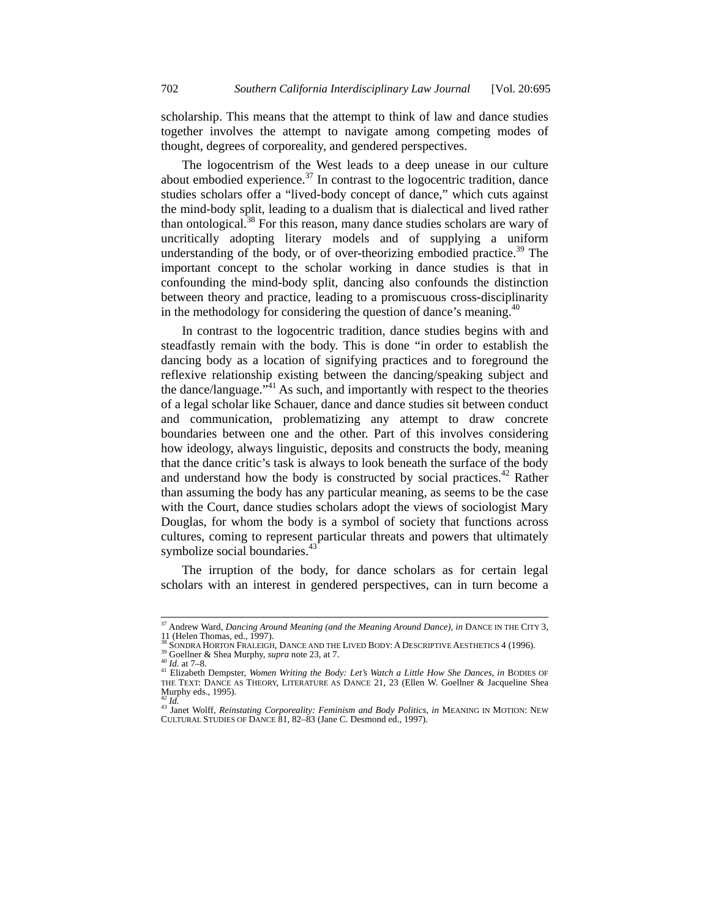scholarship. This means that the attempt to think of law and dance studies together involves the attempt to navigate among competing modes of thought, degrees of corporeality, and gendered perspectives.

The logocentrism of the West leads to a deep unease in our culture about embodied experience.[37] In contrast to the logocentric tradition, dance studies scholars offer a "lived-body concept of dance," which cuts against the mind-body split, leading to a dualism that is dialectical and lived rather than ontological.[38] For this reason, many dance studies scholars are wary of uncritically adopting literary models and of supplying a uniform understanding of the body, or of over-theorizing embodied practice.[39] The important concept to the scholar working in dance studies is that in confounding the mind-body split, dancing also confounds the distinction between theory and practice, leading to a promiscuous cross-disciplinarity in the methodology for considering the question of dance's meaning.[40]

In contrast to the logocentric tradition, dance studies begins with and steadfastly remain with the body. This is done "in order to establish the dancing body as a location of signifying practices and to foreground the reflexive relationship existing between the dancing/speaking subject and the dance/language."[41] As such, and importantly with respect to the theories of a legal scholar like Schauer, dance and dance studies sit between conduct and communication, problematizing any attempt to draw concrete boundaries between one and the other. Part of this involves considering how ideology, always linguistic, deposits and constructs the body, meaning that the dance critic's task is always to look beneath the surface of the body and understand how the body is constructed by social practices.[42] Rather than assuming the body has any particular meaning, as seems to be the case with the Court, dance studies scholars adopt the views of sociologist Mary Douglas, for whom the body is a symbol of society that functions across cultures, coming to represent particular threats and powers that ultimately symbolize social boundaries.[43]

The irruption of the body, for dance scholars as for certain legal scholars with an interest in gendered perspectives, can in turn become a

---

[37] Andrew Ward, *Dancing Around Meaning (and the Meaning Around Dance)*, *in* DANCE IN THE CITY 3, 11 (Helen Thomas, ed., 1997).

[38] SONDRA HORTON FRALEIGH, DANCE AND THE LIVED BODY: A DESCRIPTIVE AESTHETICS 4 (1996).

[39] Goellner & Shea Murphy, *supra* note 23, at 7.

[40] *Id.* at 7–8.

[41] Elizabeth Dempster, *Women Writing the Body: Let's Watch a Little How She Dances*, *in* BODIES OF THE TEXT: DANCE AS THEORY, LITERATURE AS DANCE 21, 23 (Ellen W. Goellner & Jacqueline Shea Murphy eds., 1995).

[42] *Id.*

[43] Janet Wolff, *Reinstating Corporeality: Feminism and Body Politics*, *in* MEANING IN MOTION: NEW CULTURAL STUDIES OF DANCE 81, 82–83 (Jane C. Desmond ed., 1997).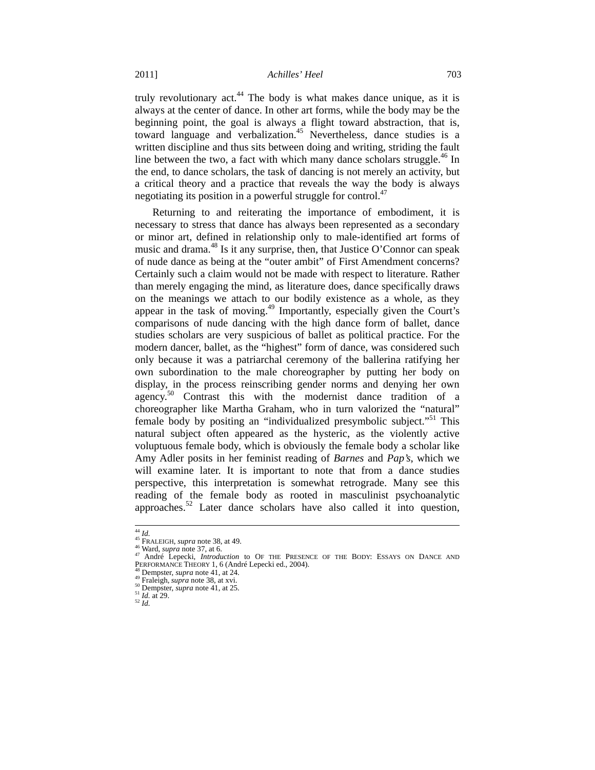truly revolutionary act.[44] The body is what makes dance unique, as it is always at the center of dance. In other art forms, while the body may be the beginning point, the goal is always a flight toward abstraction, that is, toward language and verbalization.[45] Nevertheless, dance studies is a written discipline and thus sits between doing and writing, striding the fault line between the two, a fact with which many dance scholars struggle.[46] In the end, to dance scholars, the task of dancing is not merely an activity, but a critical theory and a practice that reveals the way the body is always negotiating its position in a powerful struggle for control.[47]

Returning to and reiterating the importance of embodiment, it is necessary to stress that dance has always been represented as a secondary or minor art, defined in relationship only to male-identified art forms of music and drama.[48] Is it any surprise, then, that Justice O'Connor can speak of nude dance as being at the "outer ambit" of First Amendment concerns? Certainly such a claim would not be made with respect to literature. Rather than merely engaging the mind, as literature does, dance specifically draws on the meanings we attach to our bodily existence as a whole, as they appear in the task of moving.[49] Importantly, especially given the Court's comparisons of nude dancing with the high dance form of ballet, dance studies scholars are very suspicious of ballet as political practice. For the modern dancer, ballet, as the "highest" form of dance, was considered such only because it was a patriarchal ceremony of the ballerina ratifying her own subordination to the male choreographer by putting her body on display, in the process reinscribing gender norms and denying her own agency.[50] Contrast this with the modernist dance tradition of a choreographer like Martha Graham, who in turn valorized the "natural" female body by positing an "individualized presymbolic subject."[51] This natural subject often appeared as the hysteric, as the violently active voluptuous female body, which is obviously the female body a scholar like Amy Adler posits in her feminist reading of *Barnes* and *Pap's*, which we will examine later. It is important to note that from a dance studies perspective, this interpretation is somewhat retrograde. Many see this reading of the female body as rooted in masculinist psychoanalytic approaches.[52] Later dance scholars have also called it into question,

---

[44] *Id.*
[45] FRALEIGH, *supra* note 38, at 49.
[46] Ward, *supra* note 37, at 6.
[47] André Lepecki, *Introduction* to OF THE PRESENCE OF THE BODY: ESSAYS ON DANCE AND PERFORMANCE THEORY 1, 6 (André Lepecki ed., 2004).
[48] Dempster, *supra* note 41, at 24.
[49] Fraleigh, *supra* note 38, at xvi.
[50] Dempster, *supra* note 41, at 25.
[51] *Id.* at 29.
[52] *Id.*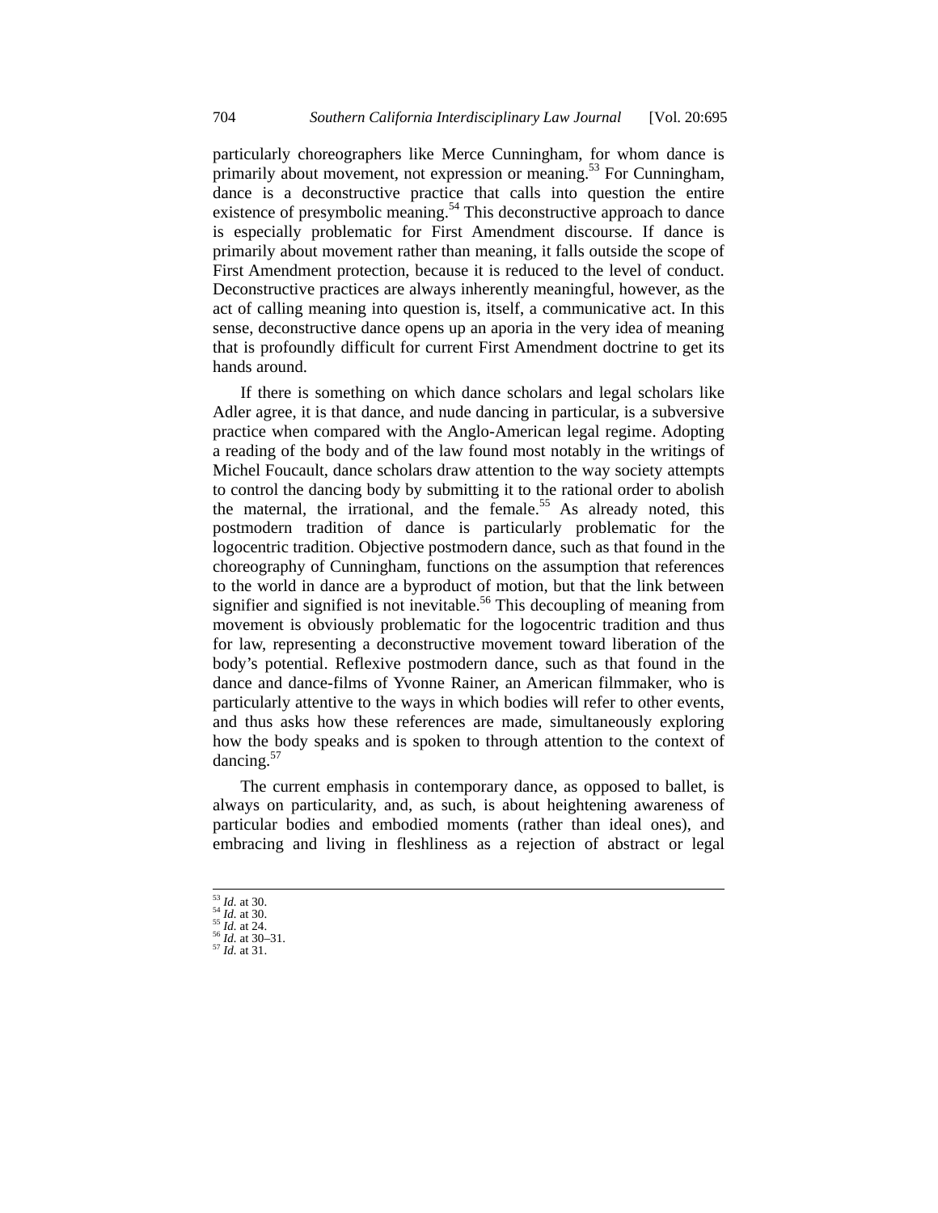particularly choreographers like Merce Cunningham, for whom dance is primarily about movement, not expression or meaning.[53] For Cunningham, dance is a deconstructive practice that calls into question the entire existence of presymbolic meaning.[54] This deconstructive approach to dance is especially problematic for First Amendment discourse. If dance is primarily about movement rather than meaning, it falls outside the scope of First Amendment protection, because it is reduced to the level of conduct. Deconstructive practices are always inherently meaningful, however, as the act of calling meaning into question is, itself, a communicative act. In this sense, deconstructive dance opens up an aporia in the very idea of meaning that is profoundly difficult for current First Amendment doctrine to get its hands around.

If there is something on which dance scholars and legal scholars like Adler agree, it is that dance, and nude dancing in particular, is a subversive practice when compared with the Anglo-American legal regime. Adopting a reading of the body and of the law found most notably in the writings of Michel Foucault, dance scholars draw attention to the way society attempts to control the dancing body by submitting it to the rational order to abolish the maternal, the irrational, and the female.[55] As already noted, this postmodern tradition of dance is particularly problematic for the logocentric tradition. Objective postmodern dance, such as that found in the choreography of Cunningham, functions on the assumption that references to the world in dance are a byproduct of motion, but that the link between signifier and signified is not inevitable.[56] This decoupling of meaning from movement is obviously problematic for the logocentric tradition and thus for law, representing a deconstructive movement toward liberation of the body's potential. Reflexive postmodern dance, such as that found in the dance and dance-films of Yvonne Rainer, an American filmmaker, who is particularly attentive to the ways in which bodies will refer to other events, and thus asks how these references are made, simultaneously exploring how the body speaks and is spoken to through attention to the context of dancing.[57]

The current emphasis in contemporary dance, as opposed to ballet, is always on particularity, and, as such, is about heightening awareness of particular bodies and embodied moments (rather than ideal ones), and embracing and living in fleshliness as a rejection of abstract or legal

---

[53] *Id.* at 30.
[54] *Id.* at 30.
[55] *Id.* at 24.
[56] *Id.* at 30–31.
[57] *Id.* at 31.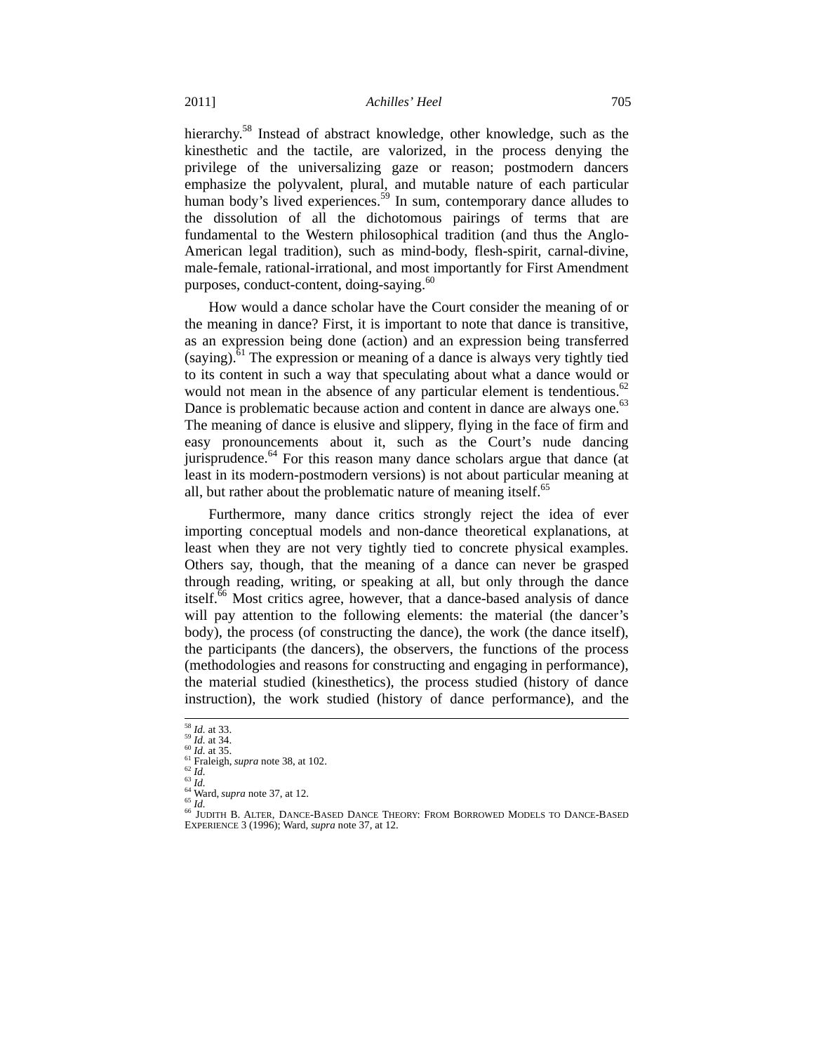hierarchy.[58] Instead of abstract knowledge, other knowledge, such as the kinesthetic and the tactile, are valorized, in the process denying the privilege of the universalizing gaze or reason; postmodern dancers emphasize the polyvalent, plural, and mutable nature of each particular human body's lived experiences.[59] In sum, contemporary dance alludes to the dissolution of all the dichotomous pairings of terms that are fundamental to the Western philosophical tradition (and thus the Anglo-American legal tradition), such as mind-body, flesh-spirit, carnal-divine, male-female, rational-irrational, and most importantly for First Amendment purposes, conduct-content, doing-saying.[60]

How would a dance scholar have the Court consider the meaning of or the meaning in dance? First, it is important to note that dance is transitive, as an expression being done (action) and an expression being transferred (saying).[61] The expression or meaning of a dance is always very tightly tied to its content in such a way that speculating about what a dance would or would not mean in the absence of any particular element is tendentious.[62] Dance is problematic because action and content in dance are always one.[63] The meaning of dance is elusive and slippery, flying in the face of firm and easy pronouncements about it, such as the Court's nude dancing jurisprudence.[64] For this reason many dance scholars argue that dance (at least in its modern-postmodern versions) is not about particular meaning at all, but rather about the problematic nature of meaning itself.[65]

Furthermore, many dance critics strongly reject the idea of ever importing conceptual models and non-dance theoretical explanations, at least when they are not very tightly tied to concrete physical examples. Others say, though, that the meaning of a dance can never be grasped through reading, writing, or speaking at all, but only through the dance itself.[66] Most critics agree, however, that a dance-based analysis of dance will pay attention to the following elements: the material (the dancer's body), the process (of constructing the dance), the work (the dance itself), the participants (the dancers), the observers, the functions of the process (methodologies and reasons for constructing and engaging in performance), the material studied (kinesthetics), the process studied (history of dance instruction), the work studied (history of dance performance), and the

---

[58] *Id.* at 33.
[59] *Id.* at 34.
[60] *Id.* at 35.
[61] Fraleigh, *supra* note 38, at 102.
[62] *Id.*
[63] *Id.*
[64] Ward, *supra* note 37, at 12.
[65] *Id.*
[66] JUDITH B. ALTER, DANCE-BASED DANCE THEORY: FROM BORROWED MODELS TO DANCE-BASED EXPERIENCE 3 (1996); Ward, *supra* note 37, at 12.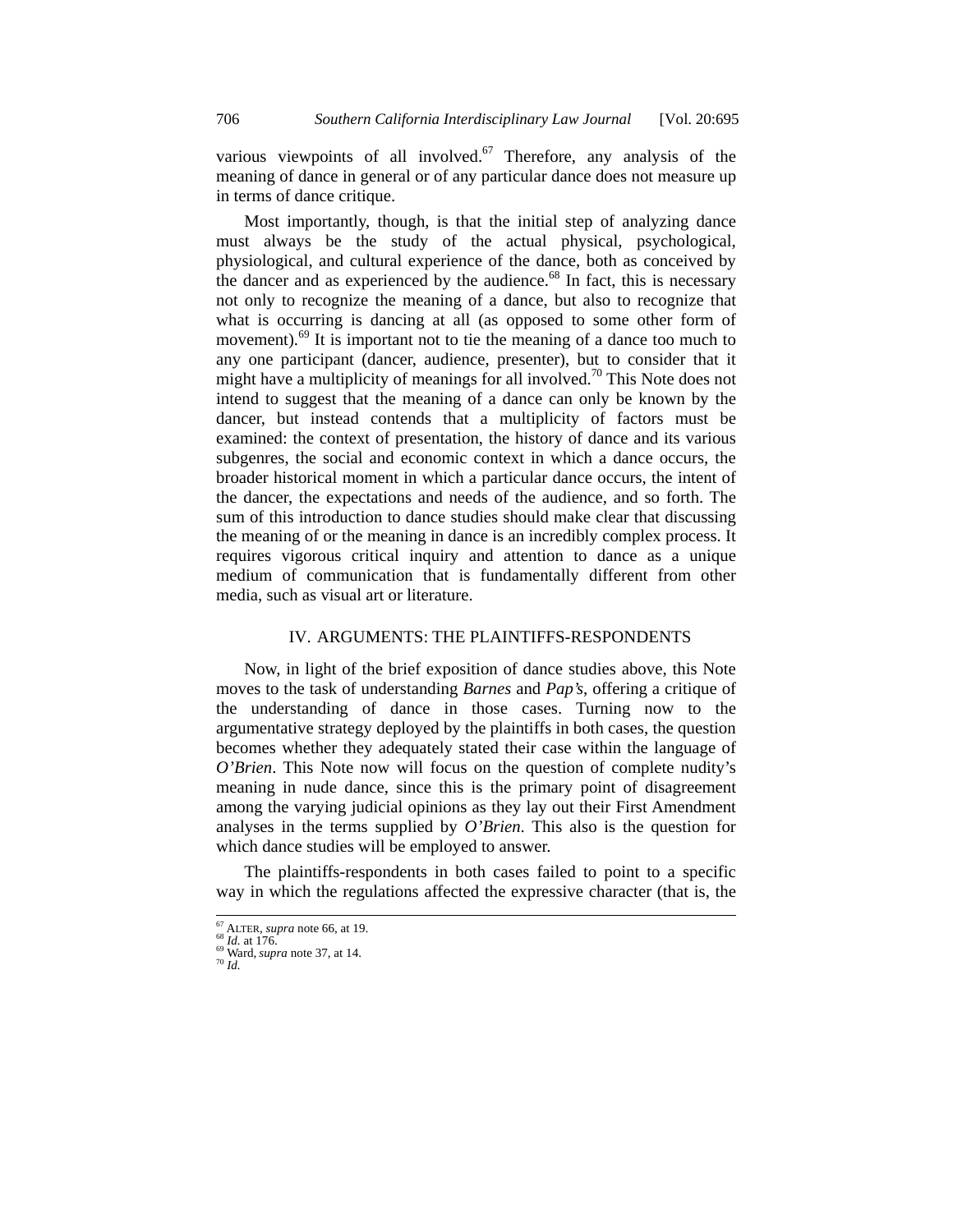various viewpoints of all involved.[67] Therefore, any analysis of the meaning of dance in general or of any particular dance does not measure up in terms of dance critique.

Most importantly, though, is that the initial step of analyzing dance must always be the study of the actual physical, psychological, physiological, and cultural experience of the dance, both as conceived by the dancer and as experienced by the audience.[68] In fact, this is necessary not only to recognize the meaning of a dance, but also to recognize that what is occurring is dancing at all (as opposed to some other form of movement).[69] It is important not to tie the meaning of a dance too much to any one participant (dancer, audience, presenter), but to consider that it might have a multiplicity of meanings for all involved.[70] This Note does not intend to suggest that the meaning of a dance can only be known by the dancer, but instead contends that a multiplicity of factors must be examined: the context of presentation, the history of dance and its various subgenres, the social and economic context in which a dance occurs, the broader historical moment in which a particular dance occurs, the intent of the dancer, the expectations and needs of the audience, and so forth. The sum of this introduction to dance studies should make clear that discussing the meaning of or the meaning in dance is an incredibly complex process. It requires vigorous critical inquiry and attention to dance as a unique medium of communication that is fundamentally different from other media, such as visual art or literature.

## IV. ARGUMENTS: THE PLAINTIFFS-RESPONDENTS

Now, in light of the brief exposition of dance studies above, this Note moves to the task of understanding *Barnes* and *Pap's*, offering a critique of the understanding of dance in those cases. Turning now to the argumentative strategy deployed by the plaintiffs in both cases, the question becomes whether they adequately stated their case within the language of *O'Brien*. This Note now will focus on the question of complete nudity's meaning in nude dance, since this is the primary point of disagreement among the varying judicial opinions as they lay out their First Amendment analyses in the terms supplied by *O'Brien*. This also is the question for which dance studies will be employed to answer.

The plaintiffs-respondents in both cases failed to point to a specific way in which the regulations affected the expressive character (that is, the

---

[67] ALTER, *supra* note 66, at 19.
[68] *Id.* at 176.
[69] Ward, *supra* note 37, at 14.
[70] *Id.*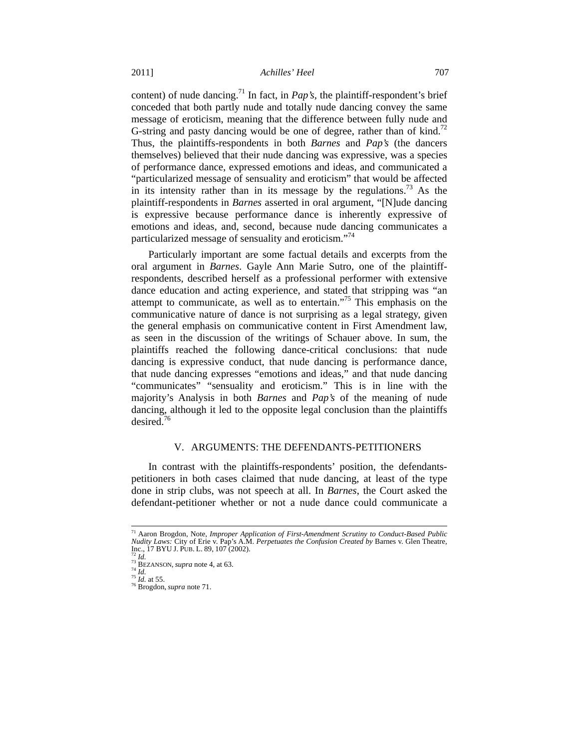content) of nude dancing.[71] In fact, in *Pap's*, the plaintiff-respondent's brief conceded that both partly nude and totally nude dancing convey the same message of eroticism, meaning that the difference between fully nude and G-string and pasty dancing would be one of degree, rather than of kind.[72] Thus, the plaintiffs-respondents in both *Barnes* and *Pap's* (the dancers themselves) believed that their nude dancing was expressive, was a species of performance dance, expressed emotions and ideas, and communicated a "particularized message of sensuality and eroticism" that would be affected in its intensity rather than in its message by the regulations.[73] As the plaintiff-respondents in *Barnes* asserted in oral argument, "[N]ude dancing is expressive because performance dance is inherently expressive of emotions and ideas, and, second, because nude dancing communicates a particularized message of sensuality and eroticism."[74]

Particularly important are some factual details and excerpts from the oral argument in *Barnes*. Gayle Ann Marie Sutro, one of the plaintiff-respondents, described herself as a professional performer with extensive dance education and acting experience, and stated that stripping was "an attempt to communicate, as well as to entertain."[75] This emphasis on the communicative nature of dance is not surprising as a legal strategy, given the general emphasis on communicative content in First Amendment law, as seen in the discussion of the writings of Schauer above. In sum, the plaintiffs reached the following dance-critical conclusions: that nude dancing is expressive conduct, that nude dancing is performance dance, that nude dancing expresses "emotions and ideas," and that nude dancing "communicates" "sensuality and eroticism." This is in line with the majority's Analysis in both *Barnes* and *Pap's* of the meaning of nude dancing, although it led to the opposite legal conclusion than the plaintiffs desired.[76]

## V. ARGUMENTS: THE DEFENDANTS-PETITIONERS

In contrast with the plaintiffs-respondents' position, the defendants-petitioners in both cases claimed that nude dancing, at least of the type done in strip clubs, was not speech at all. In *Barnes*, the Court asked the defendant-petitioner whether or not a nude dance could communicate a

---

[71] Aaron Brogdon, Note, *Improper Application of First-Amendment Scrutiny to Conduct-Based Public Nudity Laws:* City of Erie v. Pap's A.M. *Perpetuates the Confusion Created by* Barnes v. Glen Theatre, Inc., 17 BYU J. PUB. L. 89, 107 (2002).

[72] *Id.*

[73] BEZANSON, *supra* note 4, at 63.

[74] *Id.*

[75] *Id.* at 55.

[76] Brogdon, *supra* note 71.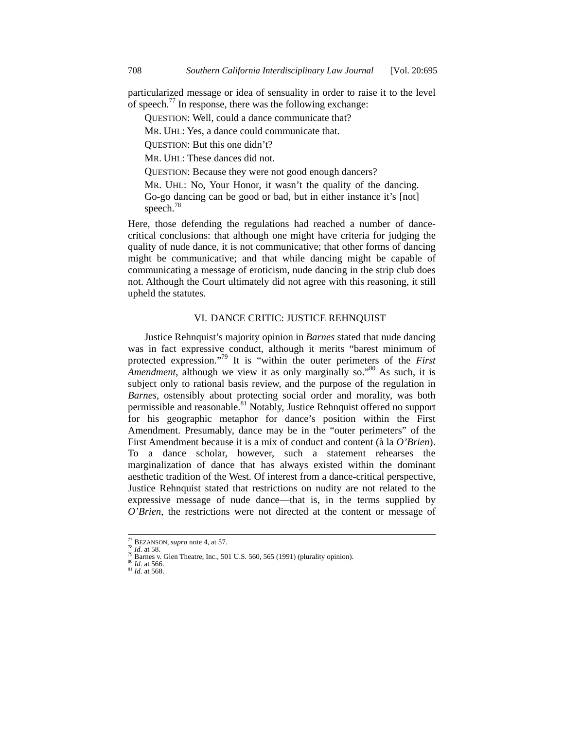particularized message or idea of sensuality in order to raise it to the level of speech.[77] In response, there was the following exchange:

> QUESTION: Well, could a dance communicate that?
>
> MR. UHL: Yes, a dance could communicate that.
>
> QUESTION: But this one didn't?
>
> MR. UHL: These dances did not.
>
> QUESTION: Because they were not good enough dancers?
>
> MR. UHL: No, Your Honor, it wasn't the quality of the dancing. Go-go dancing can be good or bad, but in either instance it's [not] speech.[78]

Here, those defending the regulations had reached a number of dance-critical conclusions: that although one might have criteria for judging the quality of nude dance, it is not communicative; that other forms of dancing might be communicative; and that while dancing might be capable of communicating a message of eroticism, nude dancing in the strip club does not. Although the Court ultimately did not agree with this reasoning, it still upheld the statutes.

## VI. DANCE CRITIC: JUSTICE REHNQUIST

Justice Rehnquist's majority opinion in *Barnes* stated that nude dancing was in fact expressive conduct, although it merits "barest minimum of protected expression."[79] It is "within the outer perimeters of the *First Amendment*, although we view it as only marginally so."[80] As such, it is subject only to rational basis review, and the purpose of the regulation in *Barnes*, ostensibly about protecting social order and morality, was both permissible and reasonable.[81] Notably, Justice Rehnquist offered no support for his geographic metaphor for dance's position within the First Amendment. Presumably, dance may be in the "outer perimeters" of the First Amendment because it is a mix of conduct and content (à la *O'Brien*). To a dance scholar, however, such a statement rehearses the marginalization of dance that has always existed within the dominant aesthetic tradition of the West. Of interest from a dance-critical perspective, Justice Rehnquist stated that restrictions on nudity are not related to the expressive message of nude dance—that is, in the terms supplied by *O'Brien*, the restrictions were not directed at the content or message of

---

[77] BEZANSON, *supra* note 4, at 57.

[78] *Id.* at 58.

[79] Barnes v. Glen Theatre, Inc., 501 U.S. 560, 565 (1991) (plurality opinion).

[80] *Id.* at 566.

[81] *Id.* at 568.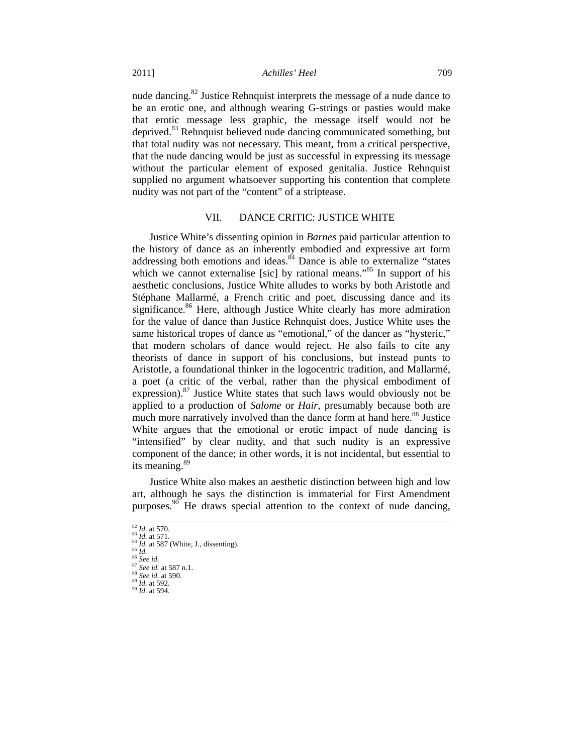nude dancing.[82] Justice Rehnquist interprets the message of a nude dance to be an erotic one, and although wearing G-strings or pasties would make that erotic message less graphic, the message itself would not be deprived.[83] Rehnquist believed nude dancing communicated something, but that total nudity was not necessary. This meant, from a critical perspective, that the nude dancing would be just as successful in expressing its message without the particular element of exposed genitalia. Justice Rehnquist supplied no argument whatsoever supporting his contention that complete nudity was not part of the "content" of a striptease.

## VII. DANCE CRITIC: JUSTICE WHITE

Justice White's dissenting opinion in *Barnes* paid particular attention to the history of dance as an inherently embodied and expressive art form addressing both emotions and ideas.[84] Dance is able to externalize "states which we cannot externalise [sic] by rational means."[85] In support of his aesthetic conclusions, Justice White alludes to works by both Aristotle and Stéphane Mallarmé, a French critic and poet, discussing dance and its significance.[86] Here, although Justice White clearly has more admiration for the value of dance than Justice Rehnquist does, Justice White uses the same historical tropes of dance as "emotional," of the dancer as "hysteric," that modern scholars of dance would reject. He also fails to cite any theorists of dance in support of his conclusions, but instead punts to Aristotle, a foundational thinker in the logocentric tradition, and Mallarmé, a poet (a critic of the verbal, rather than the physical embodiment of expression).[87] Justice White states that such laws would obviously not be applied to a production of *Salome* or *Hair*, presumably because both are much more narratively involved than the dance form at hand here.[88] Justice White argues that the emotional or erotic impact of nude dancing is "intensified" by clear nudity, and that such nudity is an expressive component of the dance; in other words, it is not incidental, but essential to its meaning.[89]

Justice White also makes an aesthetic distinction between high and low art, although he says the distinction is immaterial for First Amendment purposes.[90] He draws special attention to the context of nude dancing,

---

[82] *Id.* at 570.
[83] *Id.* at 571.
[84] *Id.* at 587 (White, J., dissenting).
[85] *Id.*
[86] *See id.*
[87] *See id.* at 587 n.1.
[88] *See id.* at 590.
[89] *Id.* at 592.
[90] *Id.* at 594.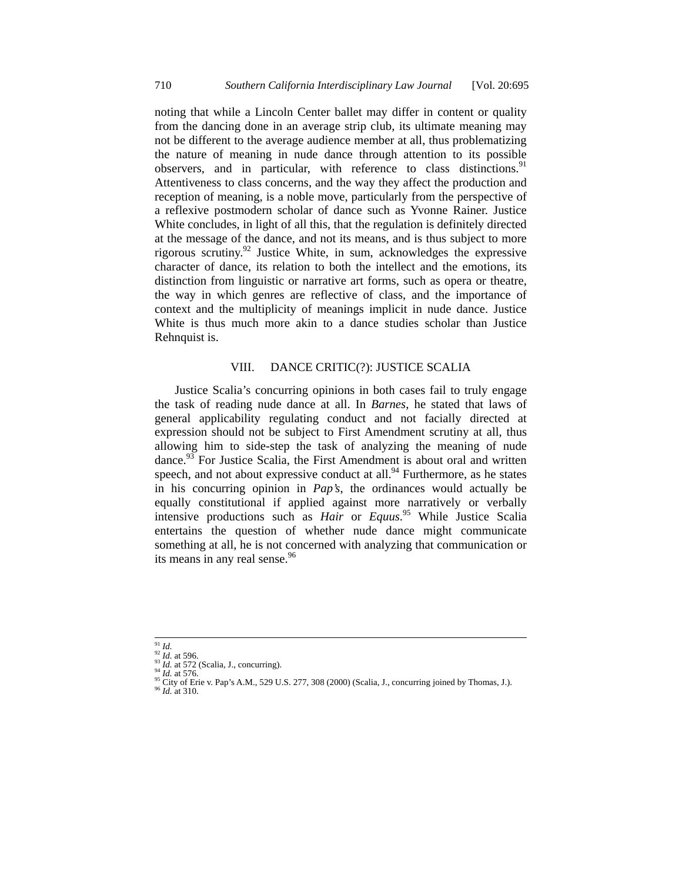noting that while a Lincoln Center ballet may differ in content or quality from the dancing done in an average strip club, its ultimate meaning may not be different to the average audience member at all, thus problematizing the nature of meaning in nude dance through attention to its possible observers, and in particular, with reference to class distinctions.[91] Attentiveness to class concerns, and the way they affect the production and reception of meaning, is a noble move, particularly from the perspective of a reflexive postmodern scholar of dance such as Yvonne Rainer. Justice White concludes, in light of all this, that the regulation is definitely directed at the message of the dance, and not its means, and is thus subject to more rigorous scrutiny.[92] Justice White, in sum, acknowledges the expressive character of dance, its relation to both the intellect and the emotions, its distinction from linguistic or narrative art forms, such as opera or theatre, the way in which genres are reflective of class, and the importance of context and the multiplicity of meanings implicit in nude dance. Justice White is thus much more akin to a dance studies scholar than Justice Rehnquist is.

## VIII. DANCE CRITIC(?): JUSTICE SCALIA

Justice Scalia's concurring opinions in both cases fail to truly engage the task of reading nude dance at all. In *Barnes*, he stated that laws of general applicability regulating conduct and not facially directed at expression should not be subject to First Amendment scrutiny at all, thus allowing him to side-step the task of analyzing the meaning of nude dance.[93] For Justice Scalia, the First Amendment is about oral and written speech, and not about expressive conduct at all.[94] Furthermore, as he states in his concurring opinion in *Pap's*, the ordinances would actually be equally constitutional if applied against more narratively or verbally intensive productions such as *Hair* or *Equus*.[95] While Justice Scalia entertains the question of whether nude dance might communicate something at all, he is not concerned with analyzing that communication or its means in any real sense.[96]

---

[91] *Id.*
[92] *Id.* at 596.
[93] *Id.* at 572 (Scalia, J., concurring).
[94] *Id.* at 576.
[95] City of Erie v. Pap's A.M., 529 U.S. 277, 308 (2000) (Scalia, J., concurring joined by Thomas, J.).
[96] *Id.* at 310.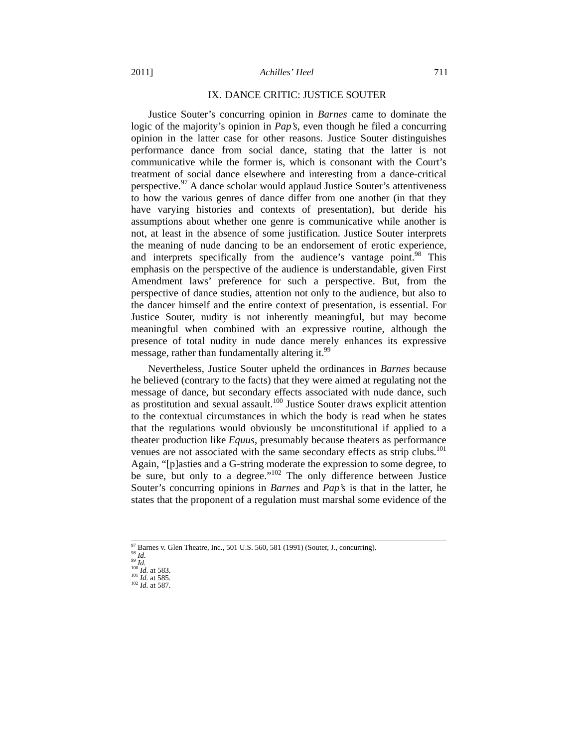## IX. DANCE CRITIC: JUSTICE SOUTER

Justice Souter's concurring opinion in *Barnes* came to dominate the logic of the majority's opinion in *Pap's*, even though he filed a concurring opinion in the latter case for other reasons. Justice Souter distinguishes performance dance from social dance, stating that the latter is not communicative while the former is, which is consonant with the Court's treatment of social dance elsewhere and interesting from a dance-critical perspective.[97] A dance scholar would applaud Justice Souter's attentiveness to how the various genres of dance differ from one another (in that they have varying histories and contexts of presentation), but deride his assumptions about whether one genre is communicative while another is not, at least in the absence of some justification. Justice Souter interprets the meaning of nude dancing to be an endorsement of erotic experience, and interprets specifically from the audience's vantage point.[98] This emphasis on the perspective of the audience is understandable, given First Amendment laws' preference for such a perspective. But, from the perspective of dance studies, attention not only to the audience, but also to the dancer himself and the entire context of presentation, is essential. For Justice Souter, nudity is not inherently meaningful, but may become meaningful when combined with an expressive routine, although the presence of total nudity in nude dance merely enhances its expressive message, rather than fundamentally altering it.[99]

Nevertheless, Justice Souter upheld the ordinances in *Barnes* because he believed (contrary to the facts) that they were aimed at regulating not the message of dance, but secondary effects associated with nude dance, such as prostitution and sexual assault.[100] Justice Souter draws explicit attention to the contextual circumstances in which the body is read when he states that the regulations would obviously be unconstitutional if applied to a theater production like *Equus*, presumably because theaters as performance venues are not associated with the same secondary effects as strip clubs.[101] Again, "[p]asties and a G-string moderate the expression to some degree, to be sure, but only to a degree."[102] The only difference between Justice Souter's concurring opinions in *Barnes* and *Pap's* is that in the latter, he states that the proponent of a regulation must marshal some evidence of the

---

[97] Barnes v. Glen Theatre, Inc., 501 U.S. 560, 581 (1991) (Souter, J., concurring).
[98] *Id.*
[99] *Id.*
[100] *Id.* at 583.
[101] *Id.* at 585.
[102] *Id.* at 587.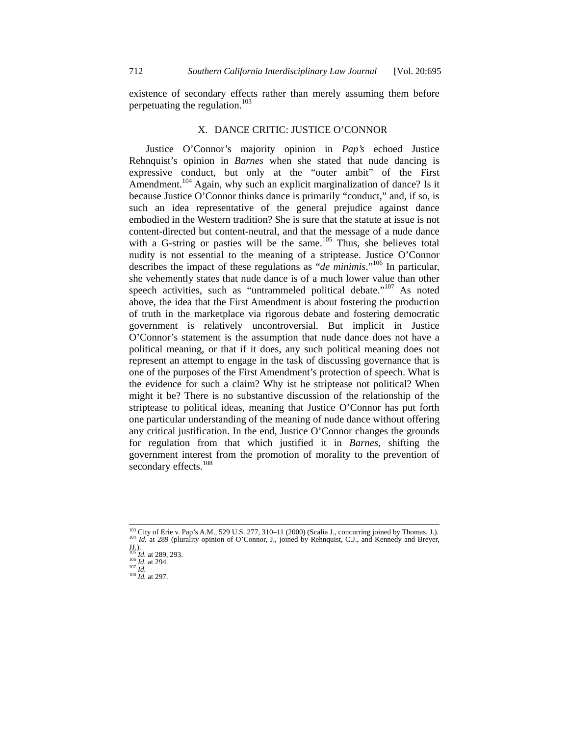existence of secondary effects rather than merely assuming them before perpetuating the regulation.[103]

## X. DANCE CRITIC: JUSTICE O'CONNOR

Justice O'Connor's majority opinion in *Pap's* echoed Justice Rehnquist's opinion in *Barnes* when she stated that nude dancing is expressive conduct, but only at the "outer ambit" of the First Amendment.[104] Again, why such an explicit marginalization of dance? Is it because Justice O'Connor thinks dance is primarily "conduct," and, if so, is such an idea representative of the general prejudice against dance embodied in the Western tradition? She is sure that the statute at issue is not content-directed but content-neutral, and that the message of a nude dance with a G-string or pasties will be the same.[105] Thus, she believes total nudity is not essential to the meaning of a striptease. Justice O'Connor describes the impact of these regulations as "*de minimis*."[106] In particular, she vehemently states that nude dance is of a much lower value than other speech activities, such as "untrammeled political debate."[107] As noted above, the idea that the First Amendment is about fostering the production of truth in the marketplace via rigorous debate and fostering democratic government is relatively uncontroversial. But implicit in Justice O'Connor's statement is the assumption that nude dance does not have a political meaning, or that if it does, any such political meaning does not represent an attempt to engage in the task of discussing governance that is one of the purposes of the First Amendment's protection of speech. What is the evidence for such a claim? Why ist he striptease not political? When might it be? There is no substantive discussion of the relationship of the striptease to political ideas, meaning that Justice O'Connor has put forth one particular understanding of the meaning of nude dance without offering any critical justification. In the end, Justice O'Connor changes the grounds for regulation from that which justified it in *Barnes*, shifting the government interest from the promotion of morality to the prevention of secondary effects.[108]

---

[103] City of Erie v. Pap's A.M., 529 U.S. 277, 310–11 (2000) (Scalia J., concurring joined by Thomas, J.).
[104] *Id.* at 289 (plurality opinion of O'Connor, J., joined by Rehnquist, C.J., and Kennedy and Breyer, JJ.).
[105] *Id.* at 289, 293.
[106] *Id.* at 294.
[107] *Id.*
[108] *Id.* at 297.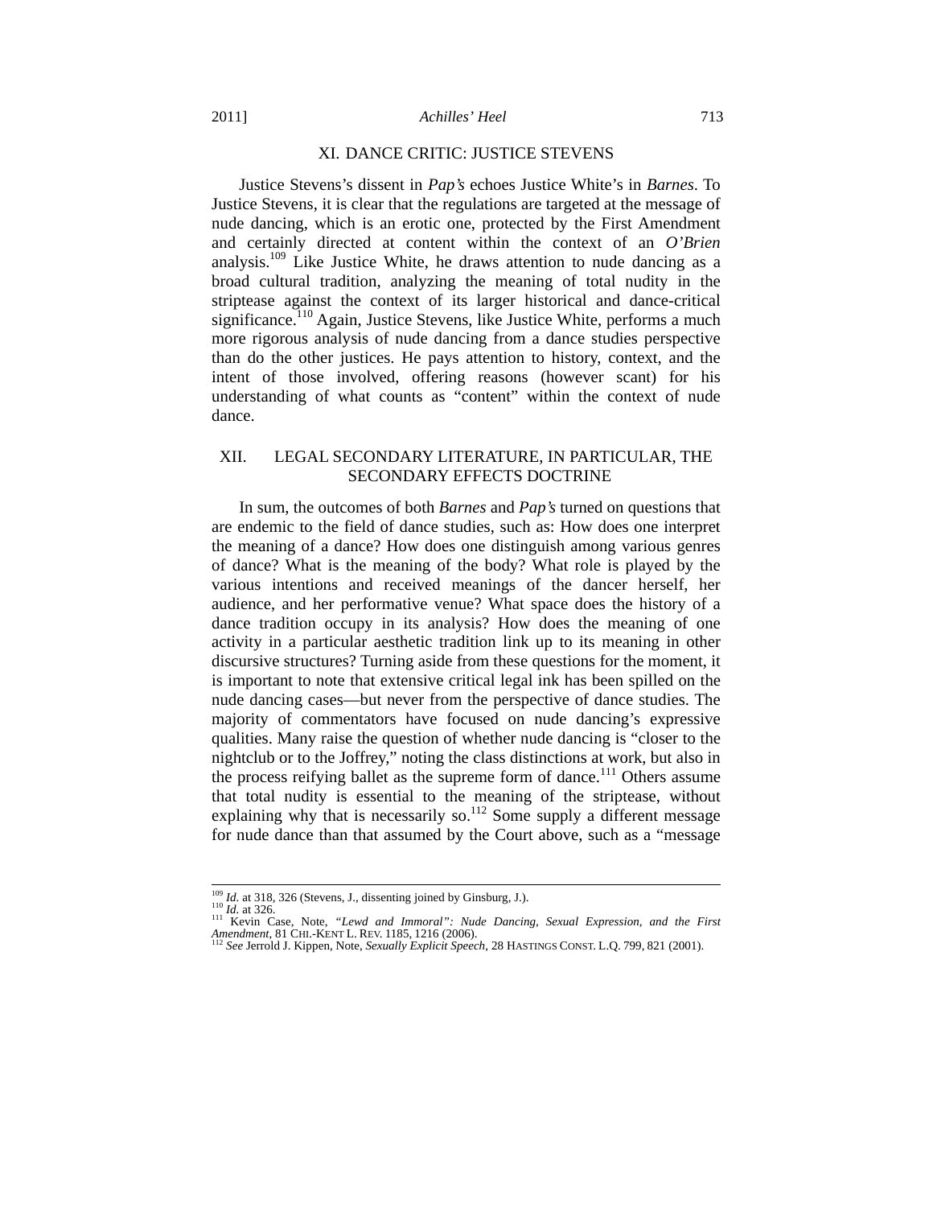## XI. DANCE CRITIC: JUSTICE STEVENS

Justice Stevens's dissent in *Pap's* echoes Justice White's in *Barnes*. To Justice Stevens, it is clear that the regulations are targeted at the message of nude dancing, which is an erotic one, protected by the First Amendment and certainly directed at content within the context of an *O'Brien* analysis.[109] Like Justice White, he draws attention to nude dancing as a broad cultural tradition, analyzing the meaning of total nudity in the striptease against the context of its larger historical and dance-critical significance.[110] Again, Justice Stevens, like Justice White, performs a much more rigorous analysis of nude dancing from a dance studies perspective than do the other justices. He pays attention to history, context, and the intent of those involved, offering reasons (however scant) for his understanding of what counts as "content" within the context of nude dance.

## XII. LEGAL SECONDARY LITERATURE, IN PARTICULAR, THE SECONDARY EFFECTS DOCTRINE

In sum, the outcomes of both *Barnes* and *Pap's* turned on questions that are endemic to the field of dance studies, such as: How does one interpret the meaning of a dance? How does one distinguish among various genres of dance? What is the meaning of the body? What role is played by the various intentions and received meanings of the dancer herself, her audience, and her performative venue? What space does the history of a dance tradition occupy in its analysis? How does the meaning of one activity in a particular aesthetic tradition link up to its meaning in other discursive structures? Turning aside from these questions for the moment, it is important to note that extensive critical legal ink has been spilled on the nude dancing cases—but never from the perspective of dance studies. The majority of commentators have focused on nude dancing's expressive qualities. Many raise the question of whether nude dancing is "closer to the nightclub or to the Joffrey," noting the class distinctions at work, but also in the process reifying ballet as the supreme form of dance.[111] Others assume that total nudity is essential to the meaning of the striptease, without explaining why that is necessarily so.[112] Some supply a different message for nude dance than that assumed by the Court above, such as a "message

---

[109] *Id.* at 318, 326 (Stevens, J., dissenting joined by Ginsburg, J.).

[110] *Id.* at 326.

[111] Kevin Case, Note, *"Lewd and Immoral": Nude Dancing, Sexual Expression, and the First Amendment*, 81 CHI.-KENT L. REV. 1185, 1216 (2006).

[112] *See* Jerrold J. Kippen, Note, *Sexually Explicit Speech*, 28 HASTINGS CONST. L.Q. 799, 821 (2001).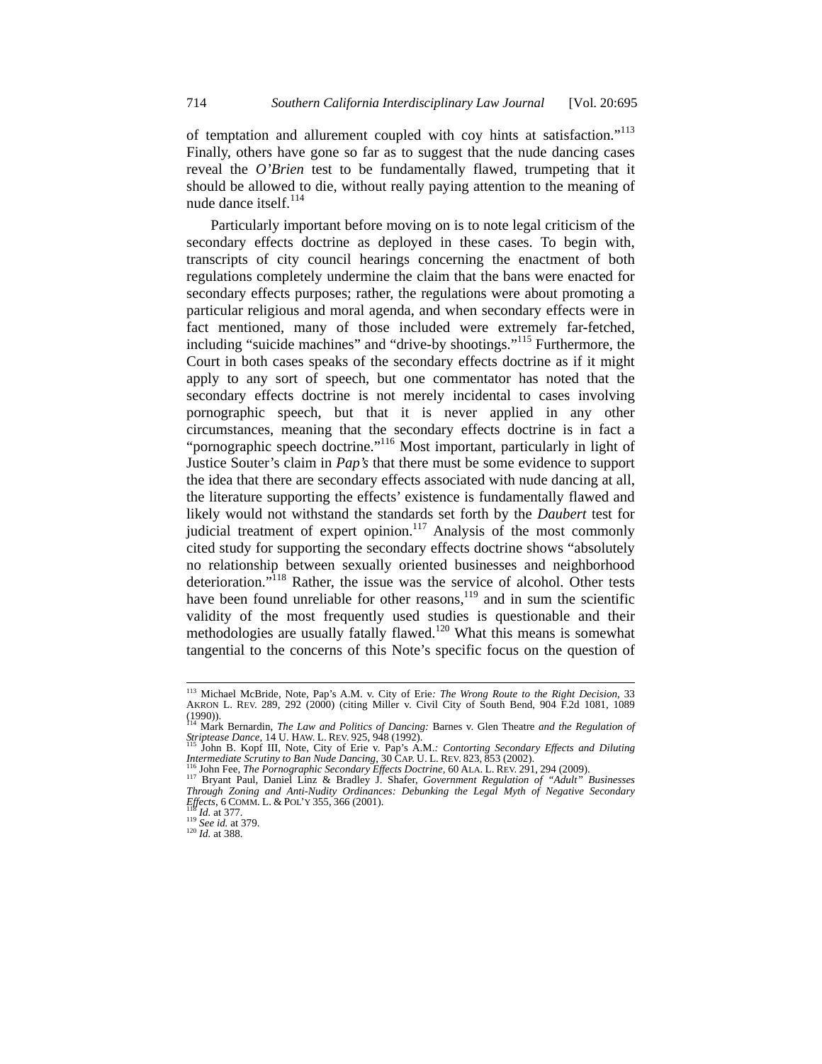of temptation and allurement coupled with coy hints at satisfaction."[113] Finally, others have gone so far as to suggest that the nude dancing cases reveal the *O'Brien* test to be fundamentally flawed, trumpeting that it should be allowed to die, without really paying attention to the meaning of nude dance itself.[114]

Particularly important before moving on is to note legal criticism of the secondary effects doctrine as deployed in these cases. To begin with, transcripts of city council hearings concerning the enactment of both regulations completely undermine the claim that the bans were enacted for secondary effects purposes; rather, the regulations were about promoting a particular religious and moral agenda, and when secondary effects were in fact mentioned, many of those included were extremely far-fetched, including "suicide machines" and "drive-by shootings."[115] Furthermore, the Court in both cases speaks of the secondary effects doctrine as if it might apply to any sort of speech, but one commentator has noted that the secondary effects doctrine is not merely incidental to cases involving pornographic speech, but that it is never applied in any other circumstances, meaning that the secondary effects doctrine is in fact a "pornographic speech doctrine."[116] Most important, particularly in light of Justice Souter's claim in *Pap's* that there must be some evidence to support the idea that there are secondary effects associated with nude dancing at all, the literature supporting the effects' existence is fundamentally flawed and likely would not withstand the standards set forth by the *Daubert* test for judicial treatment of expert opinion.[117] Analysis of the most commonly cited study for supporting the secondary effects doctrine shows "absolutely no relationship between sexually oriented businesses and neighborhood deterioration."[118] Rather, the issue was the service of alcohol. Other tests have been found unreliable for other reasons,[119] and in sum the scientific validity of the most frequently used studies is questionable and their methodologies are usually fatally flawed.[120] What this means is somewhat tangential to the concerns of this Note's specific focus on the question of

---

[113] Michael McBride, Note, Pap's A.M. v. City of Erie*: The Wrong Route to the Right Decision*, 33 AKRON L. REV. 289, 292 (2000) (citing Miller v. Civil City of South Bend, 904 F.2d 1081, 1089 (1990)).

[114] Mark Bernardin, *The Law and Politics of Dancing:* Barnes v. Glen Theatre *and the Regulation of Striptease Dance*, 14 U. HAW. L. REV. 925, 948 (1992).

[115] John B. Kopf III, Note, City of Erie v. Pap's A.M.*: Contorting Secondary Effects and Diluting Intermediate Scrutiny to Ban Nude Dancing*, 30 CAP. U. L. REV. 823, 853 (2002).

[116] John Fee, *The Pornographic Secondary Effects Doctrine*, 60 ALA. L. REV. 291, 294 (2009).

[117] Bryant Paul, Daniel Linz & Bradley J. Shafer, *Government Regulation of "Adult" Businesses Through Zoning and Anti-Nudity Ordinances: Debunking the Legal Myth of Negative Secondary Effects*, 6 COMM. L. & POL'Y 355, 366 (2001).

[118] *Id.* at 377.

[119] *See id.* at 379.

[120] *Id.* at 388.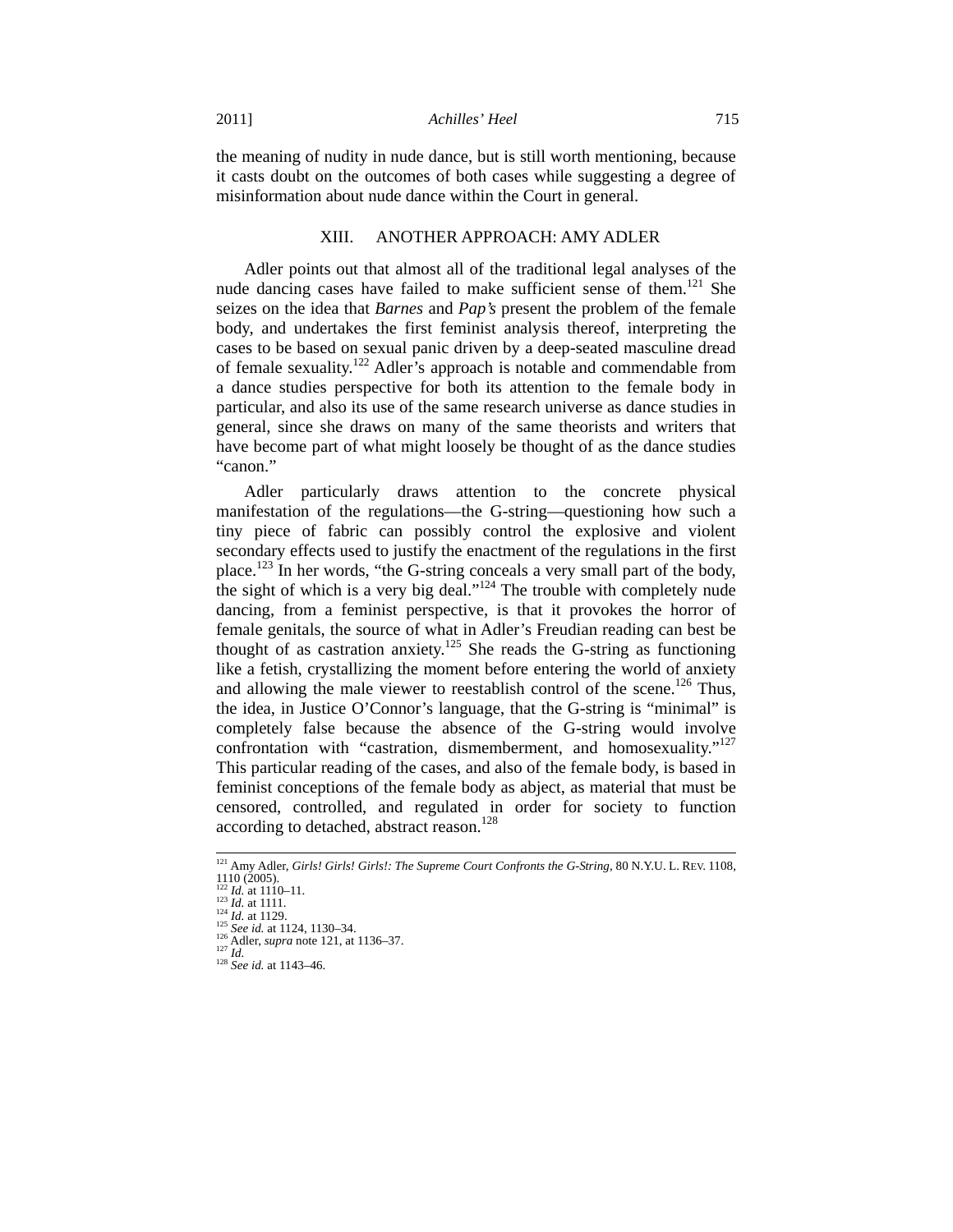the meaning of nudity in nude dance, but is still worth mentioning, because it casts doubt on the outcomes of both cases while suggesting a degree of misinformation about nude dance within the Court in general.

## XIII. ANOTHER APPROACH: AMY ADLER

Adler points out that almost all of the traditional legal analyses of the nude dancing cases have failed to make sufficient sense of them.[121] She seizes on the idea that *Barnes* and *Pap's* present the problem of the female body, and undertakes the first feminist analysis thereof, interpreting the cases to be based on sexual panic driven by a deep-seated masculine dread of female sexuality.[122] Adler's approach is notable and commendable from a dance studies perspective for both its attention to the female body in particular, and also its use of the same research universe as dance studies in general, since she draws on many of the same theorists and writers that have become part of what might loosely be thought of as the dance studies "canon."

Adler particularly draws attention to the concrete physical manifestation of the regulations—the G-string—questioning how such a tiny piece of fabric can possibly control the explosive and violent secondary effects used to justify the enactment of the regulations in the first place.[123] In her words, "the G-string conceals a very small part of the body, the sight of which is a very big deal."[124] The trouble with completely nude dancing, from a feminist perspective, is that it provokes the horror of female genitals, the source of what in Adler's Freudian reading can best be thought of as castration anxiety.[125] She reads the G-string as functioning like a fetish, crystallizing the moment before entering the world of anxiety and allowing the male viewer to reestablish control of the scene.[126] Thus, the idea, in Justice O'Connor's language, that the G-string is "minimal" is completely false because the absence of the G-string would involve confrontation with "castration, dismemberment, and homosexuality."[127] This particular reading of the cases, and also of the female body, is based in feminist conceptions of the female body as abject, as material that must be censored, controlled, and regulated in order for society to function according to detached, abstract reason.[128]

---

[121] Amy Adler, *Girls! Girls! Girls!: The Supreme Court Confronts the G-String*, 80 N.Y.U. L. REV. 1108, 1110 (2005).
[122] *Id.* at 1110–11.
[123] *Id.* at 1111.
[124] *Id.* at 1129.
[125] *See id.* at 1124, 1130–34.
[126] Adler, *supra* note 121, at 1136–37.
[127] *Id.*
[128] *See id.* at 1143–46.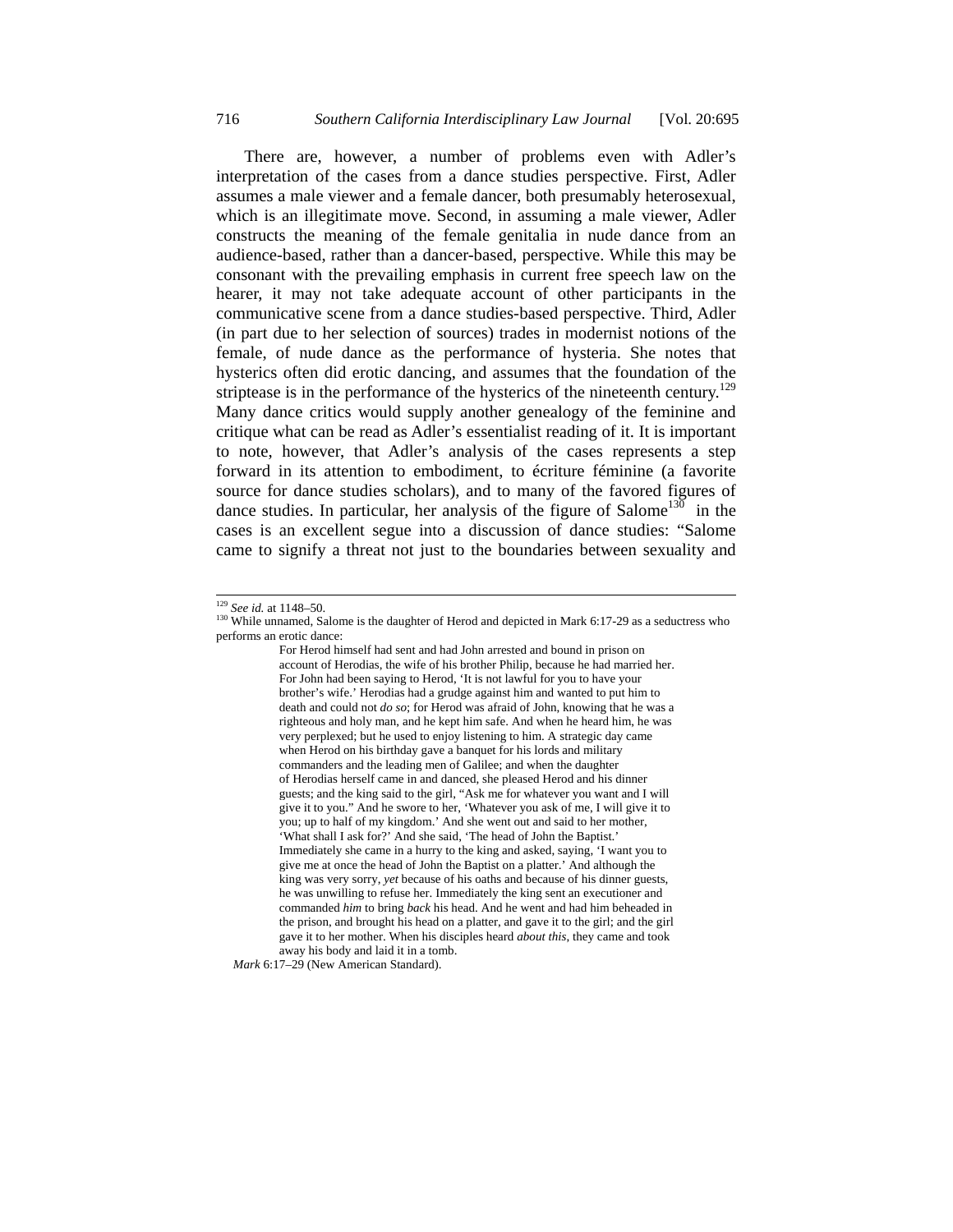There are, however, a number of problems even with Adler's interpretation of the cases from a dance studies perspective. First, Adler assumes a male viewer and a female dancer, both presumably heterosexual, which is an illegitimate move. Second, in assuming a male viewer, Adler constructs the meaning of the female genitalia in nude dance from an audience-based, rather than a dancer-based, perspective. While this may be consonant with the prevailing emphasis in current free speech law on the hearer, it may not take adequate account of other participants in the communicative scene from a dance studies-based perspective. Third, Adler (in part due to her selection of sources) trades in modernist notions of the female, of nude dance as the performance of hysteria. She notes that hysterics often did erotic dancing, and assumes that the foundation of the striptease is in the performance of the hysterics of the nineteenth century.[129] Many dance critics would supply another genealogy of the feminine and critique what can be read as Adler's essentialist reading of it. It is important to note, however, that Adler's analysis of the cases represents a step forward in its attention to embodiment, to écriture féminine (a favorite source for dance studies scholars), and to many of the favored figures of dance studies. In particular, her analysis of the figure of Salome[130] in the cases is an excellent segue into a discussion of dance studies: "Salome came to signify a threat not just to the boundaries between sexuality and

---

[129] *See id.* at 1148–50.

[130] While unnamed, Salome is the daughter of Herod and depicted in Mark 6:17-29 as a seductress who performs an erotic dance:

> For Herod himself had sent and had John arrested and bound in prison on account of Herodias, the wife of his brother Philip, because he had married her. For John had been saying to Herod, 'It is not lawful for you to have your brother's wife.' Herodias had a grudge against him and wanted to put him to death and could not *do so*; for Herod was afraid of John, knowing that he was a righteous and holy man, and he kept him safe. And when he heard him, he was very perplexed; but he used to enjoy listening to him. A strategic day came when Herod on his birthday gave a banquet for his lords and military commanders and the leading men of Galilee; and when the daughter of Herodias herself came in and danced, she pleased Herod and his dinner guests; and the king said to the girl, "Ask me for whatever you want and I will give it to you." And he swore to her, 'Whatever you ask of me, I will give it to you; up to half of my kingdom.' And she went out and said to her mother, 'What shall I ask for?' And she said, 'The head of John the Baptist.' Immediately she came in a hurry to the king and asked, saying, 'I want you to give me at once the head of John the Baptist on a platter.' And although the king was very sorry, *yet* because of his oaths and because of his dinner guests, he was unwilling to refuse her. Immediately the king sent an executioner and commanded *him* to bring *back* his head. And he went and had him beheaded in the prison, and brought his head on a platter, and gave it to the girl; and the girl gave it to her mother. When his disciples heard *about this*, they came and took away his body and laid it in a tomb.

*Mark* 6:17–29 (New American Standard).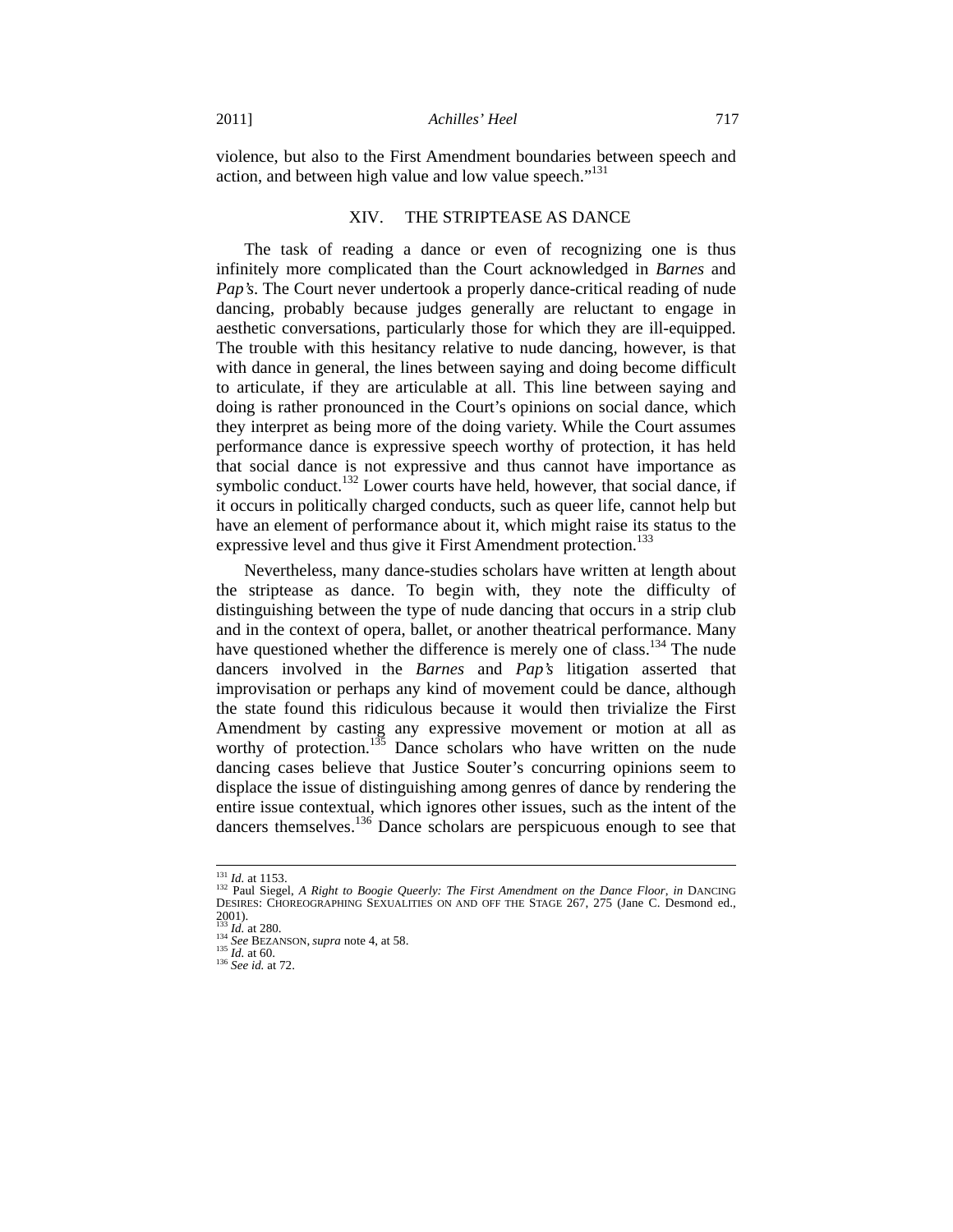violence, but also to the First Amendment boundaries between speech and action, and between high value and low value speech."[131]

## XIV. THE STRIPTEASE AS DANCE

The task of reading a dance or even of recognizing one is thus infinitely more complicated than the Court acknowledged in *Barnes* and *Pap's*. The Court never undertook a properly dance-critical reading of nude dancing, probably because judges generally are reluctant to engage in aesthetic conversations, particularly those for which they are ill-equipped. The trouble with this hesitancy relative to nude dancing, however, is that with dance in general, the lines between saying and doing become difficult to articulate, if they are articulable at all. This line between saying and doing is rather pronounced in the Court's opinions on social dance, which they interpret as being more of the doing variety. While the Court assumes performance dance is expressive speech worthy of protection, it has held that social dance is not expressive and thus cannot have importance as symbolic conduct.[132] Lower courts have held, however, that social dance, if it occurs in politically charged conducts, such as queer life, cannot help but have an element of performance about it, which might raise its status to the expressive level and thus give it First Amendment protection.[133]

Nevertheless, many dance-studies scholars have written at length about the striptease as dance. To begin with, they note the difficulty of distinguishing between the type of nude dancing that occurs in a strip club and in the context of opera, ballet, or another theatrical performance. Many have questioned whether the difference is merely one of class.[134] The nude dancers involved in the *Barnes* and *Pap's* litigation asserted that improvisation or perhaps any kind of movement could be dance, although the state found this ridiculous because it would then trivialize the First Amendment by casting any expressive movement or motion at all as worthy of protection.[135] Dance scholars who have written on the nude dancing cases believe that Justice Souter's concurring opinions seem to displace the issue of distinguishing among genres of dance by rendering the entire issue contextual, which ignores other issues, such as the intent of the dancers themselves.[136] Dance scholars are perspicuous enough to see that

---

[131] *Id.* at 1153.

[132] Paul Siegel, *A Right to Boogie Queerly: The First Amendment on the Dance Floor*, *in* DANCING DESIRES: CHOREOGRAPHING SEXUALITIES ON AND OFF THE STAGE 267, 275 (Jane C. Desmond ed., 2001).

[133] *Id.* at 280.

[134] *See* BEZANSON, *supra* note 4, at 58.

[135] *Id.* at 60.

[136] *See id.* at 72.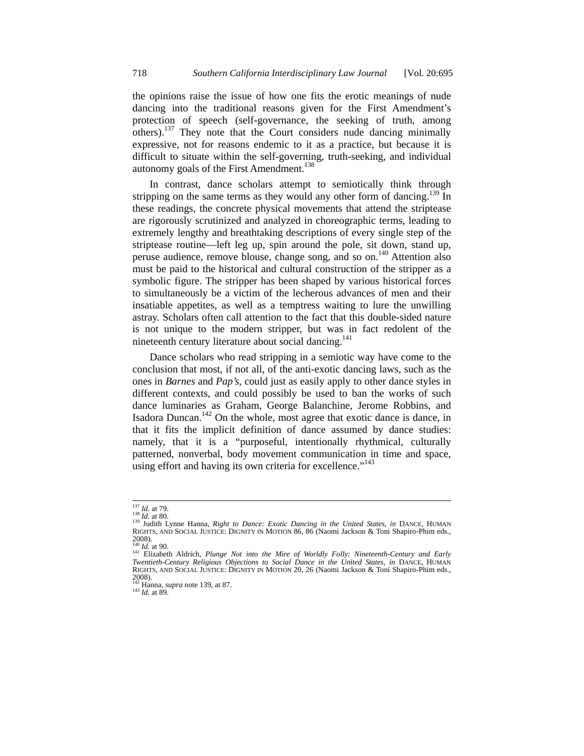the opinions raise the issue of how one fits the erotic meanings of nude dancing into the traditional reasons given for the First Amendment's protection of speech (self-governance, the seeking of truth, among others).[137] They note that the Court considers nude dancing minimally expressive, not for reasons endemic to it as a practice, but because it is difficult to situate within the self-governing, truth-seeking, and individual autonomy goals of the First Amendment.[138]

In contrast, dance scholars attempt to semiotically think through stripping on the same terms as they would any other form of dancing.[139] In these readings, the concrete physical movements that attend the striptease are rigorously scrutinized and analyzed in choreographic terms, leading to extremely lengthy and breathtaking descriptions of every single step of the striptease routine—left leg up, spin around the pole, sit down, stand up, peruse audience, remove blouse, change song, and so on.[140] Attention also must be paid to the historical and cultural construction of the stripper as a symbolic figure. The stripper has been shaped by various historical forces to simultaneously be a victim of the lecherous advances of men and their insatiable appetites, as well as a temptress waiting to lure the unwilling astray. Scholars often call attention to the fact that this double-sided nature is not unique to the modern stripper, but was in fact redolent of the nineteenth century literature about social dancing.[141]

Dance scholars who read stripping in a semiotic way have come to the conclusion that most, if not all, of the anti-exotic dancing laws, such as the ones in *Barnes* and *Pap's*, could just as easily apply to other dance styles in different contexts, and could possibly be used to ban the works of such dance luminaries as Graham, George Balanchine, Jerome Robbins, and Isadora Duncan.[142] On the whole, most agree that exotic dance is dance, in that it fits the implicit definition of dance assumed by dance studies: namely, that it is a "purposeful, intentionally rhythmical, culturally patterned, nonverbal, body movement communication in time and space, using effort and having its own criteria for excellence."[143]

---

[137] *Id.* at 79.
[138] *Id.* at 80.
[139] Judith Lynne Hanna, *Right to Dance: Exotic Dancing in the United States*, *in* DANCE, HUMAN RIGHTS, AND SOCIAL JUSTICE: DIGNITY IN MOTION 86, 86 (Naomi Jackson & Toni Shapiro-Phim eds., 2008).
[140] *Id.* at 90.
[141] Elizabeth Aldrich, *Plunge Not into the Mire of Worldly Folly: Nineteenth-Century and Early Twentieth-Century Religious Objections to Social Dance in the United States*, *in* DANCE, HUMAN RIGHTS, AND SOCIAL JUSTICE: DIGNITY IN MOTION 20, 26 (Naomi Jackson & Toni Shapiro-Phim eds., 2008).
[142] Hanna, *supra* note 139, at 87.
[143] *Id.* at 89.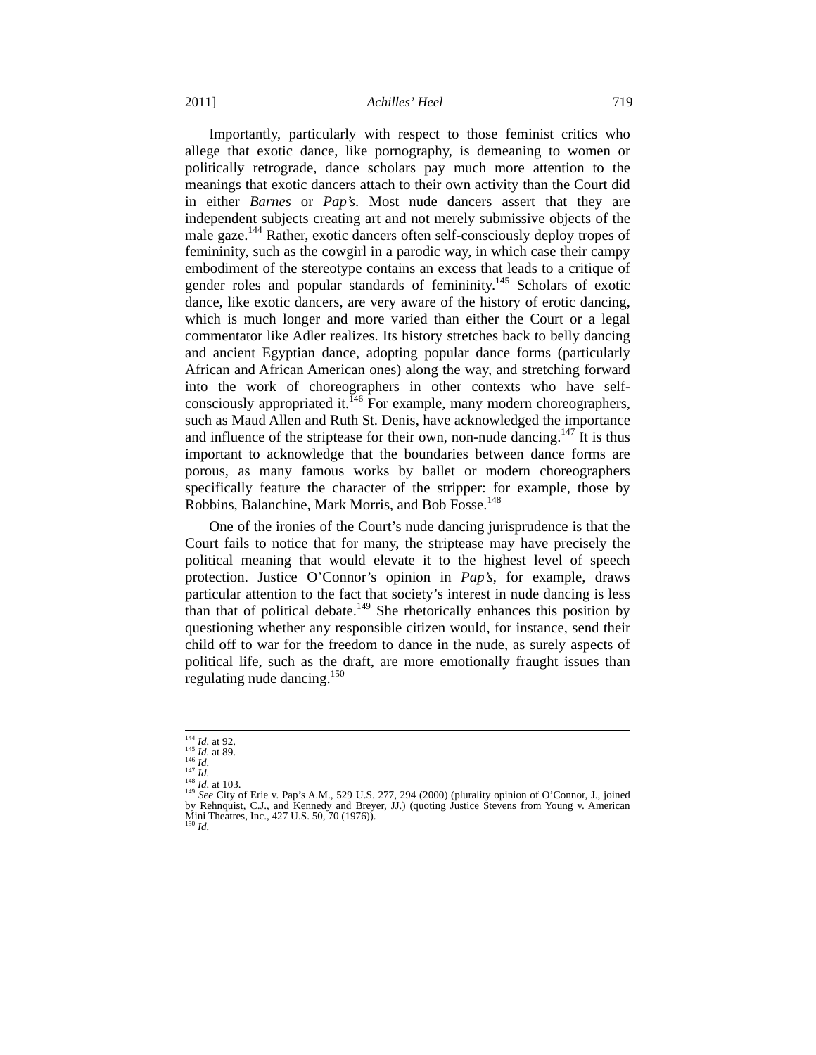Importantly, particularly with respect to those feminist critics who allege that exotic dance, like pornography, is demeaning to women or politically retrograde, dance scholars pay much more attention to the meanings that exotic dancers attach to their own activity than the Court did in either *Barnes* or *Pap's*. Most nude dancers assert that they are independent subjects creating art and not merely submissive objects of the male gaze.[144] Rather, exotic dancers often self-consciously deploy tropes of femininity, such as the cowgirl in a parodic way, in which case their campy embodiment of the stereotype contains an excess that leads to a critique of gender roles and popular standards of femininity.[145] Scholars of exotic dance, like exotic dancers, are very aware of the history of erotic dancing, which is much longer and more varied than either the Court or a legal commentator like Adler realizes. Its history stretches back to belly dancing and ancient Egyptian dance, adopting popular dance forms (particularly African and African American ones) along the way, and stretching forward into the work of choreographers in other contexts who have self-consciously appropriated it.[146] For example, many modern choreographers, such as Maud Allen and Ruth St. Denis, have acknowledged the importance and influence of the striptease for their own, non-nude dancing.[147] It is thus important to acknowledge that the boundaries between dance forms are porous, as many famous works by ballet or modern choreographers specifically feature the character of the stripper: for example, those by Robbins, Balanchine, Mark Morris, and Bob Fosse.[148]

One of the ironies of the Court's nude dancing jurisprudence is that the Court fails to notice that for many, the striptease may have precisely the political meaning that would elevate it to the highest level of speech protection. Justice O'Connor's opinion in *Pap's*, for example, draws particular attention to the fact that society's interest in nude dancing is less than that of political debate.[149] She rhetorically enhances this position by questioning whether any responsible citizen would, for instance, send their child off to war for the freedom to dance in the nude, as surely aspects of political life, such as the draft, are more emotionally fraught issues than regulating nude dancing.[150]

---

[144] *Id.* at 92.
[145] *Id.* at 89.
[146] *Id.*
[147] *Id.*
[148] *Id.* at 103.
[149] *See* City of Erie v. Pap's A.M., 529 U.S. 277, 294 (2000) (plurality opinion of O'Connor, J., joined by Rehnquist, C.J., and Kennedy and Breyer, JJ.) (quoting Justice Stevens from Young v. American Mini Theatres, Inc., 427 U.S. 50, 70 (1976)).
[150] *Id.*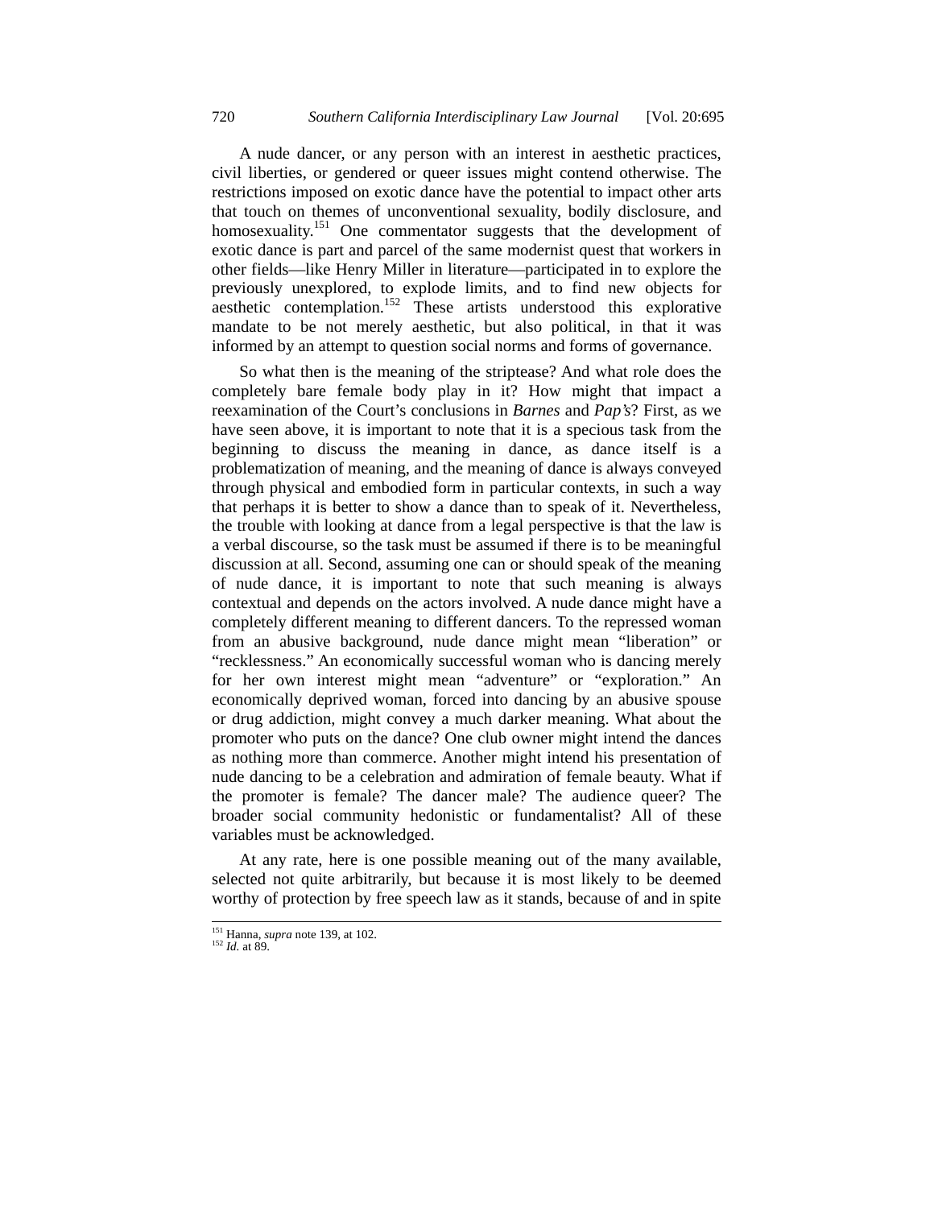A nude dancer, or any person with an interest in aesthetic practices, civil liberties, or gendered or queer issues might contend otherwise. The restrictions imposed on exotic dance have the potential to impact other arts that touch on themes of unconventional sexuality, bodily disclosure, and homosexuality.[151] One commentator suggests that the development of exotic dance is part and parcel of the same modernist quest that workers in other fields—like Henry Miller in literature—participated in to explore the previously unexplored, to explode limits, and to find new objects for aesthetic contemplation.[152] These artists understood this explorative mandate to be not merely aesthetic, but also political, in that it was informed by an attempt to question social norms and forms of governance.

So what then is the meaning of the striptease? And what role does the completely bare female body play in it? How might that impact a reexamination of the Court's conclusions in *Barnes* and *Pap's*? First, as we have seen above, it is important to note that it is a specious task from the beginning to discuss the meaning in dance, as dance itself is a problematization of meaning, and the meaning of dance is always conveyed through physical and embodied form in particular contexts, in such a way that perhaps it is better to show a dance than to speak of it. Nevertheless, the trouble with looking at dance from a legal perspective is that the law is a verbal discourse, so the task must be assumed if there is to be meaningful discussion at all. Second, assuming one can or should speak of the meaning of nude dance, it is important to note that such meaning is always contextual and depends on the actors involved. A nude dance might have a completely different meaning to different dancers. To the repressed woman from an abusive background, nude dance might mean "liberation" or "recklessness." An economically successful woman who is dancing merely for her own interest might mean "adventure" or "exploration." An economically deprived woman, forced into dancing by an abusive spouse or drug addiction, might convey a much darker meaning. What about the promoter who puts on the dance? One club owner might intend the dances as nothing more than commerce. Another might intend his presentation of nude dancing to be a celebration and admiration of female beauty. What if the promoter is female? The dancer male? The audience queer? The broader social community hedonistic or fundamentalist? All of these variables must be acknowledged.

At any rate, here is one possible meaning out of the many available, selected not quite arbitrarily, but because it is most likely to be deemed worthy of protection by free speech law as it stands, because of and in spite

---

[151] Hanna, *supra* note 139, at 102.

[152] *Id.* at 89.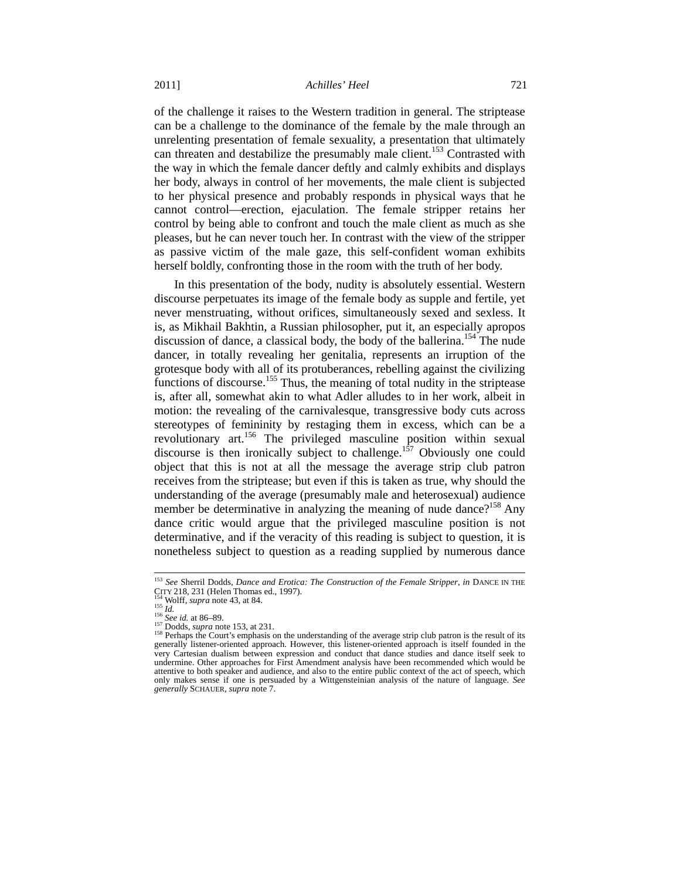of the challenge it raises to the Western tradition in general. The striptease can be a challenge to the dominance of the female by the male through an unrelenting presentation of female sexuality, a presentation that ultimately can threaten and destabilize the presumably male client.[153] Contrasted with the way in which the female dancer deftly and calmly exhibits and displays her body, always in control of her movements, the male client is subjected to her physical presence and probably responds in physical ways that he cannot control—erection, ejaculation. The female stripper retains her control by being able to confront and touch the male client as much as she pleases, but he can never touch her. In contrast with the view of the stripper as passive victim of the male gaze, this self-confident woman exhibits herself boldly, confronting those in the room with the truth of her body.

In this presentation of the body, nudity is absolutely essential. Western discourse perpetuates its image of the female body as supple and fertile, yet never menstruating, without orifices, simultaneously sexed and sexless. It is, as Mikhail Bakhtin, a Russian philosopher, put it, an especially apropos discussion of dance, a classical body, the body of the ballerina.[154] The nude dancer, in totally revealing her genitalia, represents an irruption of the grotesque body with all of its protuberances, rebelling against the civilizing functions of discourse.[155] Thus, the meaning of total nudity in the striptease is, after all, somewhat akin to what Adler alludes to in her work, albeit in motion: the revealing of the carnivalesque, transgressive body cuts across stereotypes of femininity by restaging them in excess, which can be a revolutionary art.[156] The privileged masculine position within sexual discourse is then ironically subject to challenge.[157] Obviously one could object that this is not at all the message the average strip club patron receives from the striptease; but even if this is taken as true, why should the understanding of the average (presumably male and heterosexual) audience member be determinative in analyzing the meaning of nude dance?[158] Any dance critic would argue that the privileged masculine position is not determinative, and if the veracity of this reading is subject to question, it is nonetheless subject to question as a reading supplied by numerous dance

---

[153] *See* Sherril Dodds, *Dance and Erotica: The Construction of the Female Stripper*, *in* DANCE IN THE CITY 218, 231 (Helen Thomas ed., 1997).

[154] Wolff, *supra* note 43, at 84.

[155] *Id.*

[156] *See id.* at 86–89.

[157] Dodds, *supra* note 153, at 231.

[158] Perhaps the Court's emphasis on the understanding of the average strip club patron is the result of its generally listener-oriented approach. However, this listener-oriented approach is itself founded in the very Cartesian dualism between expression and conduct that dance studies and dance itself seek to undermine. Other approaches for First Amendment analysis have been recommended which would be attentive to both speaker and audience, and also to the entire public context of the act of speech, which only makes sense if one is persuaded by a Wittgensteinian analysis of the nature of language. *See generally* SCHAUER, *supra* note 7.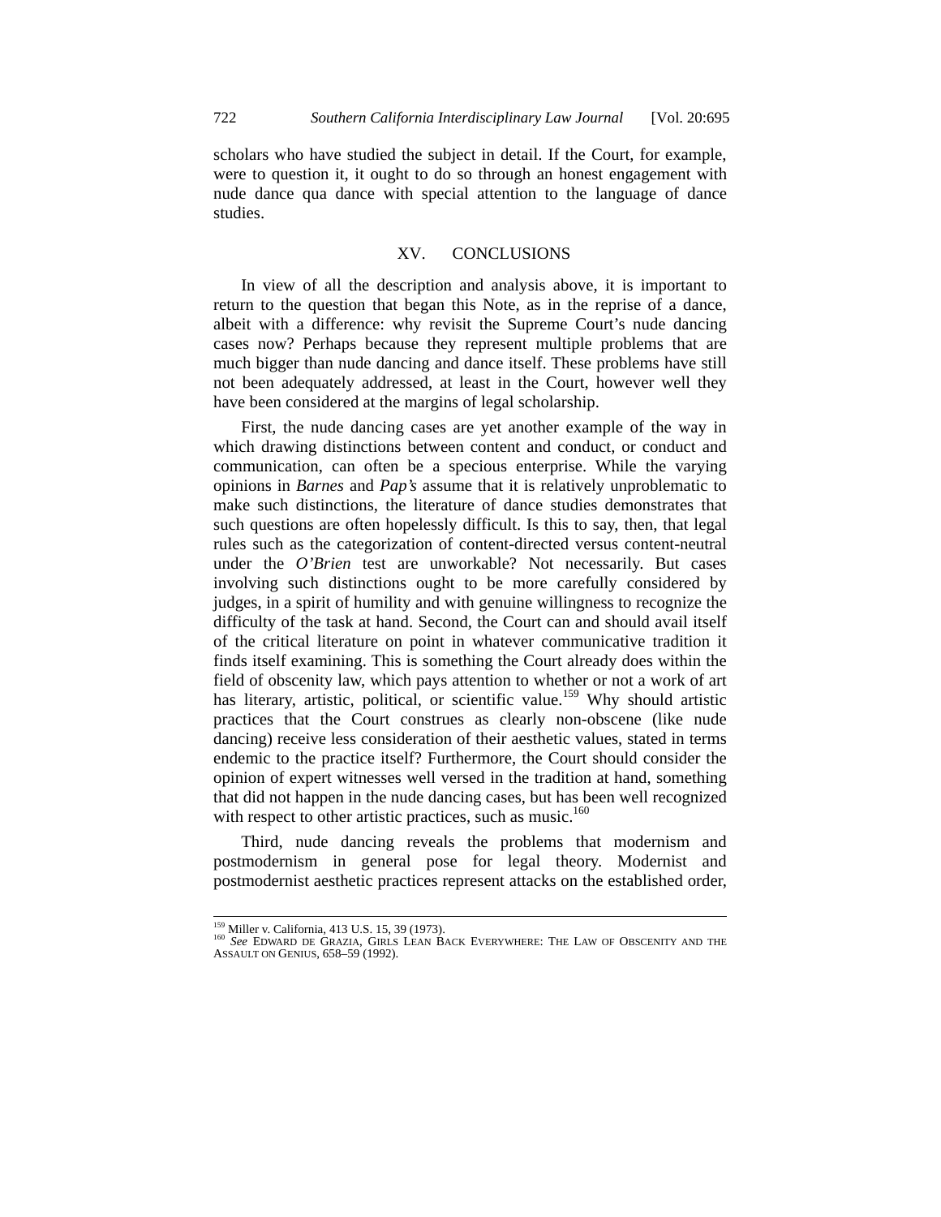scholars who have studied the subject in detail. If the Court, for example, were to question it, it ought to do so through an honest engagement with nude dance qua dance with special attention to the language of dance studies.

## XV. CONCLUSIONS

In view of all the description and analysis above, it is important to return to the question that began this Note, as in the reprise of a dance, albeit with a difference: why revisit the Supreme Court's nude dancing cases now? Perhaps because they represent multiple problems that are much bigger than nude dancing and dance itself. These problems have still not been adequately addressed, at least in the Court, however well they have been considered at the margins of legal scholarship.

First, the nude dancing cases are yet another example of the way in which drawing distinctions between content and conduct, or conduct and communication, can often be a specious enterprise. While the varying opinions in *Barnes* and *Pap's* assume that it is relatively unproblematic to make such distinctions, the literature of dance studies demonstrates that such questions are often hopelessly difficult. Is this to say, then, that legal rules such as the categorization of content-directed versus content-neutral under the *O'Brien* test are unworkable? Not necessarily. But cases involving such distinctions ought to be more carefully considered by judges, in a spirit of humility and with genuine willingness to recognize the difficulty of the task at hand. Second, the Court can and should avail itself of the critical literature on point in whatever communicative tradition it finds itself examining. This is something the Court already does within the field of obscenity law, which pays attention to whether or not a work of art has literary, artistic, political, or scientific value.[159] Why should artistic practices that the Court construes as clearly non-obscene (like nude dancing) receive less consideration of their aesthetic values, stated in terms endemic to the practice itself? Furthermore, the Court should consider the opinion of expert witnesses well versed in the tradition at hand, something that did not happen in the nude dancing cases, but has been well recognized with respect to other artistic practices, such as music.[160]

Third, nude dancing reveals the problems that modernism and postmodernism in general pose for legal theory. Modernist and postmodernist aesthetic practices represent attacks on the established order,

---

[159] Miller v. California, 413 U.S. 15, 39 (1973).

[160] *See* EDWARD DE GRAZIA, GIRLS LEAN BACK EVERYWHERE: THE LAW OF OBSCENITY AND THE ASSAULT ON GENIUS, 658–59 (1992).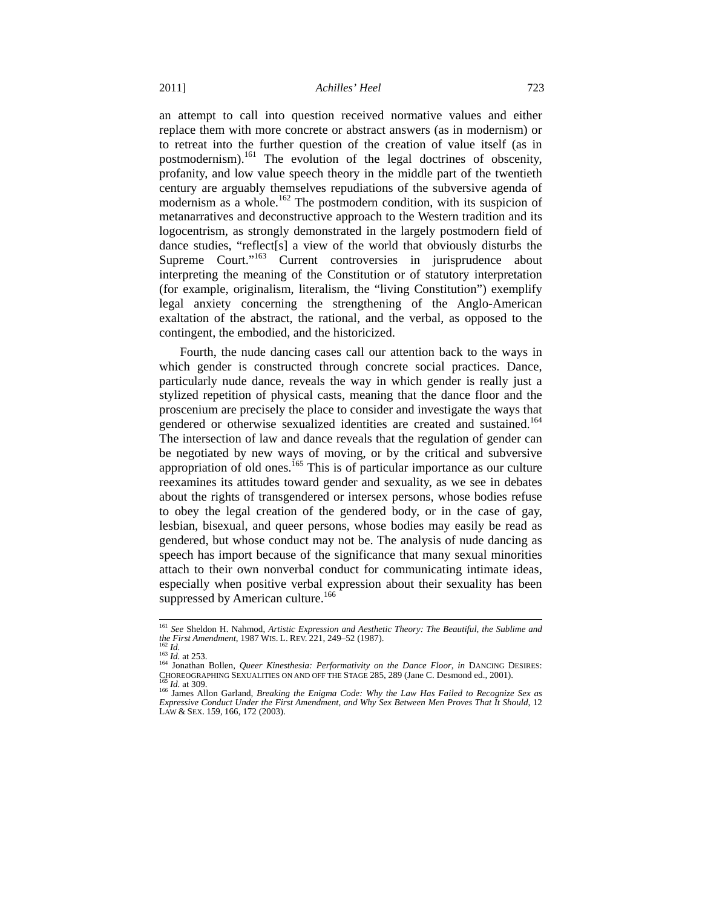an attempt to call into question received normative values and either replace them with more concrete or abstract answers (as in modernism) or to retreat into the further question of the creation of value itself (as in postmodernism).[161] The evolution of the legal doctrines of obscenity, profanity, and low value speech theory in the middle part of the twentieth century are arguably themselves repudiations of the subversive agenda of modernism as a whole.[162] The postmodern condition, with its suspicion of metanarratives and deconstructive approach to the Western tradition and its logocentrism, as strongly demonstrated in the largely postmodern field of dance studies, "reflect[s] a view of the world that obviously disturbs the Supreme Court."[163] Current controversies in jurisprudence about interpreting the meaning of the Constitution or of statutory interpretation (for example, originalism, literalism, the "living Constitution") exemplify legal anxiety concerning the strengthening of the Anglo-American exaltation of the abstract, the rational, and the verbal, as opposed to the contingent, the embodied, and the historicized.

Fourth, the nude dancing cases call our attention back to the ways in which gender is constructed through concrete social practices. Dance, particularly nude dance, reveals the way in which gender is really just a stylized repetition of physical casts, meaning that the dance floor and the proscenium are precisely the place to consider and investigate the ways that gendered or otherwise sexualized identities are created and sustained.[164] The intersection of law and dance reveals that the regulation of gender can be negotiated by new ways of moving, or by the critical and subversive appropriation of old ones.[165] This is of particular importance as our culture reexamines its attitudes toward gender and sexuality, as we see in debates about the rights of transgendered or intersex persons, whose bodies refuse to obey the legal creation of the gendered body, or in the case of gay, lesbian, bisexual, and queer persons, whose bodies may easily be read as gendered, but whose conduct may not be. The analysis of nude dancing as speech has import because of the significance that many sexual minorities attach to their own nonverbal conduct for communicating intimate ideas, especially when positive verbal expression about their sexuality has been suppressed by American culture.[166]

---

[161] *See* Sheldon H. Nahmod, *Artistic Expression and Aesthetic Theory: The Beautiful, the Sublime and the First Amendment*, 1987 WIS. L. REV. 221, 249–52 (1987).

[162] *Id.*

[163] *Id.* at 253.

[164] Jonathan Bollen, *Queer Kinesthesia: Performativity on the Dance Floor*, *in* DANCING DESIRES: CHOREOGRAPHING SEXUALITIES ON AND OFF THE STAGE 285, 289 (Jane C. Desmond ed., 2001).

[165] *Id.* at 309.

[166] James Allon Garland, *Breaking the Enigma Code: Why the Law Has Failed to Recognize Sex as Expressive Conduct Under the First Amendment, and Why Sex Between Men Proves That It Should*, 12 LAW & SEX. 159, 166, 172 (2003).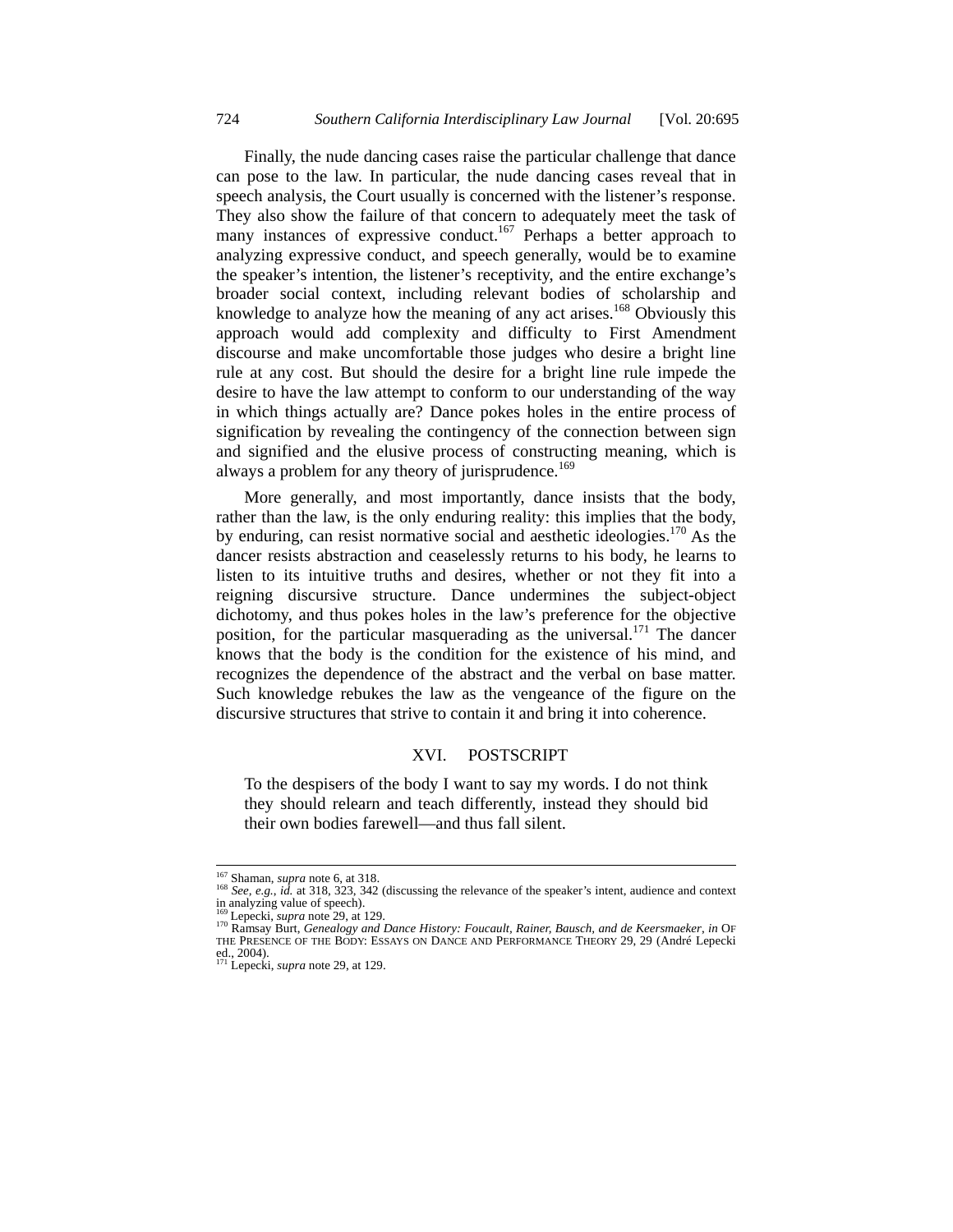Finally, the nude dancing cases raise the particular challenge that dance can pose to the law. In particular, the nude dancing cases reveal that in speech analysis, the Court usually is concerned with the listener's response. They also show the failure of that concern to adequately meet the task of many instances of expressive conduct.[167] Perhaps a better approach to analyzing expressive conduct, and speech generally, would be to examine the speaker's intention, the listener's receptivity, and the entire exchange's broader social context, including relevant bodies of scholarship and knowledge to analyze how the meaning of any act arises.[168] Obviously this approach would add complexity and difficulty to First Amendment discourse and make uncomfortable those judges who desire a bright line rule at any cost. But should the desire for a bright line rule impede the desire to have the law attempt to conform to our understanding of the way in which things actually are? Dance pokes holes in the entire process of signification by revealing the contingency of the connection between sign and signified and the elusive process of constructing meaning, which is always a problem for any theory of jurisprudence.[169]

More generally, and most importantly, dance insists that the body, rather than the law, is the only enduring reality: this implies that the body, by enduring, can resist normative social and aesthetic ideologies.[170] As the dancer resists abstraction and ceaselessly returns to his body, he learns to listen to its intuitive truths and desires, whether or not they fit into a reigning discursive structure. Dance undermines the subject-object dichotomy, and thus pokes holes in the law's preference for the objective position, for the particular masquerading as the universal.[171] The dancer knows that the body is the condition for the existence of his mind, and recognizes the dependence of the abstract and the verbal on base matter. Such knowledge rebukes the law as the vengeance of the figure on the discursive structures that strive to contain it and bring it into coherence.

## XVI. POSTSCRIPT

> To the despisers of the body I want to say my words. I do not think they should relearn and teach differently, instead they should bid their own bodies farewell—and thus fall silent.

---

[167] Shaman, *supra* note 6, at 318.
[168] *See, e.g.*, *id.* at 318, 323, 342 (discussing the relevance of the speaker's intent, audience and context in analyzing value of speech).
[169] Lepecki, *supra* note 29, at 129.
[170] Ramsay Burt, *Genealogy and Dance History: Foucault, Rainer, Bausch, and de Keersmaeker*, *in* OF THE PRESENCE OF THE BODY: ESSAYS ON DANCE AND PERFORMANCE THEORY 29, 29 (André Lepecki ed., 2004).
[171] Lepecki, *supra* note 29, at 129.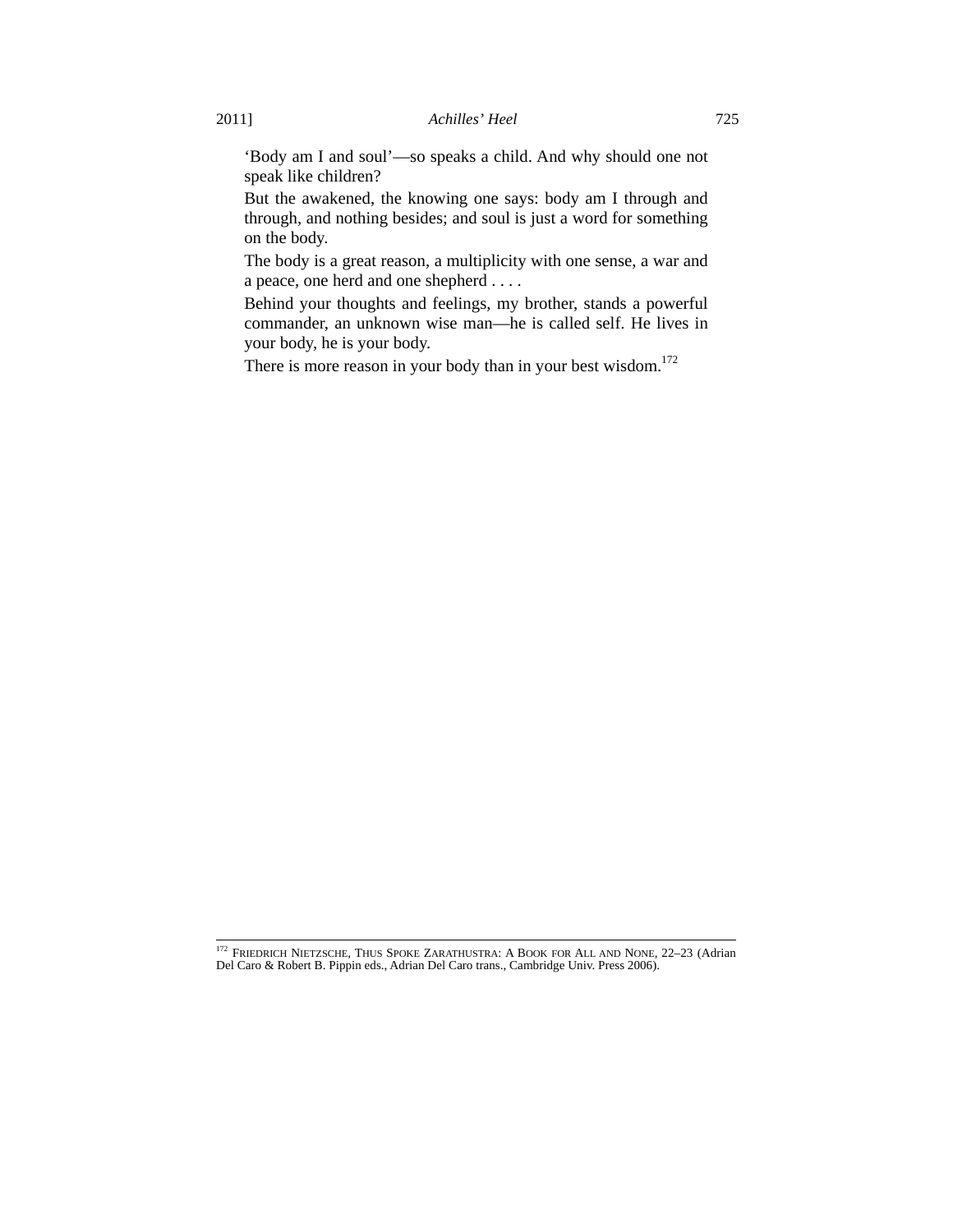> 'Body am I and soul'—so speaks a child. And why should one not speak like children?
>
> But the awakened, the knowing one says: body am I through and through, and nothing besides; and soul is just a word for something on the body.
>
> The body is a great reason, a multiplicity with one sense, a war and a peace, one herd and one shepherd . . . .
>
> Behind your thoughts and feelings, my brother, stands a powerful commander, an unknown wise man—he is called self. He lives in your body, he is your body.
>
> There is more reason in your body than in your best wisdom.[172]

---

[172] FRIEDRICH NIETZSCHE, THUS SPOKE ZARATHUSTRA: A BOOK FOR ALL AND NONE, 22–23 (Adrian Del Caro & Robert B. Pippin eds., Adrian Del Caro trans., Cambridge Univ. Press 2006).